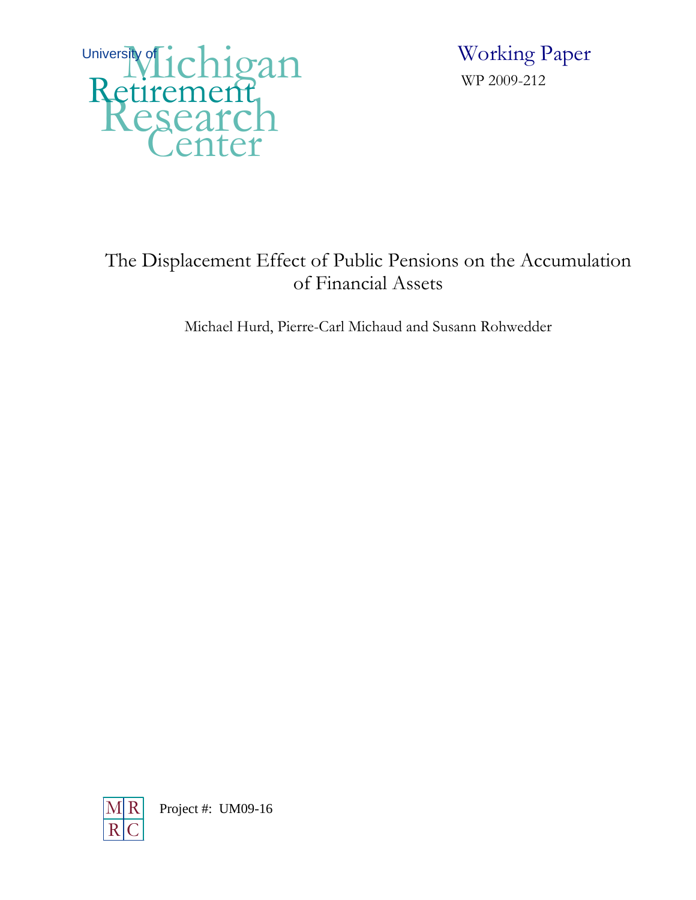University of Michigan Retirement Research Center

Working Paper

WP 2009-212

# The Displacement Effect of Public Pensions on the Accumulation of Financial Assets

Michael Hurd, Pierre-Carl Michaud and Susann Rohwedder

MRRC

Project #: UM09-16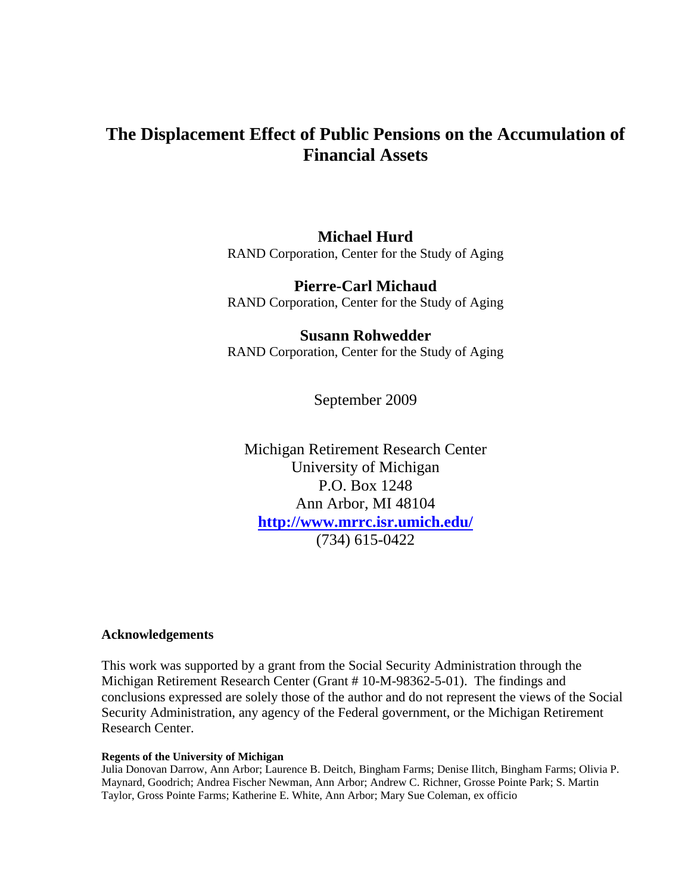# The Displacement Effect of Public Pensions on the Accumulation of Financial Assets

**Michael Hurd**
RAND Corporation, Center for the Study of Aging

**Pierre-Carl Michaud**
RAND Corporation, Center for the Study of Aging

**Susann Rohwedder**
RAND Corporation, Center for the Study of Aging

September 2009

Michigan Retirement Research Center
University of Michigan
P.O. Box 1248
Ann Arbor, MI 48104
**http://www.mrrc.isr.umich.edu/**
(734) 615-0422

**Acknowledgements**

This work was supported by a grant from the Social Security Administration through the Michigan Retirement Research Center (Grant # 10-M-98362-5-01). The findings and conclusions expressed are solely those of the author and do not represent the views of the Social Security Administration, any agency of the Federal government, or the Michigan Retirement Research Center.

**Regents of the University of Michigan**
Julia Donovan Darrow, Ann Arbor; Laurence B. Deitch, Bingham Farms; Denise Ilitch, Bingham Farms; Olivia P. Maynard, Goodrich; Andrea Fischer Newman, Ann Arbor; Andrew C. Richner, Grosse Pointe Park; S. Martin Taylor, Gross Pointe Farms; Katherine E. White, Ann Arbor; Mary Sue Coleman, ex officio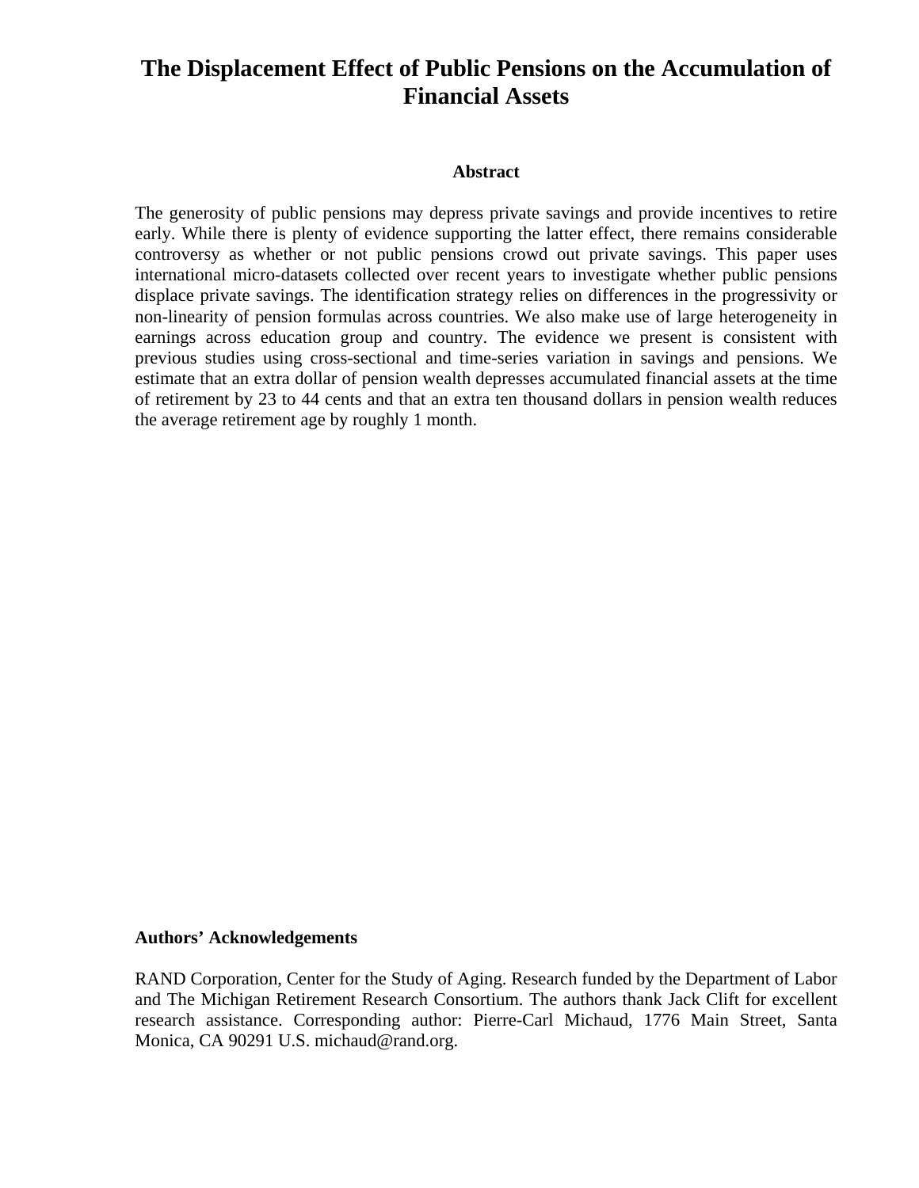# The Displacement Effect of Public Pensions on the Accumulation of Financial Assets

## Abstract

The generosity of public pensions may depress private savings and provide incentives to retire early. While there is plenty of evidence supporting the latter effect, there remains considerable controversy as whether or not public pensions crowd out private savings. This paper uses international micro-datasets collected over recent years to investigate whether public pensions displace private savings. The identification strategy relies on differences in the progressivity or non-linearity of pension formulas across countries. We also make use of large heterogeneity in earnings across education group and country. The evidence we present is consistent with previous studies using cross-sectional and time-series variation in savings and pensions. We estimate that an extra dollar of pension wealth depresses accumulated financial assets at the time of retirement by 23 to 44 cents and that an extra ten thousand dollars in pension wealth reduces the average retirement age by roughly 1 month.

**Authors' Acknowledgements**

RAND Corporation, Center for the Study of Aging. Research funded by the Department of Labor and The Michigan Retirement Research Consortium. The authors thank Jack Clift for excellent research assistance. Corresponding author: Pierre-Carl Michaud, 1776 Main Street, Santa Monica, CA 90291 U.S. michaud@rand.org.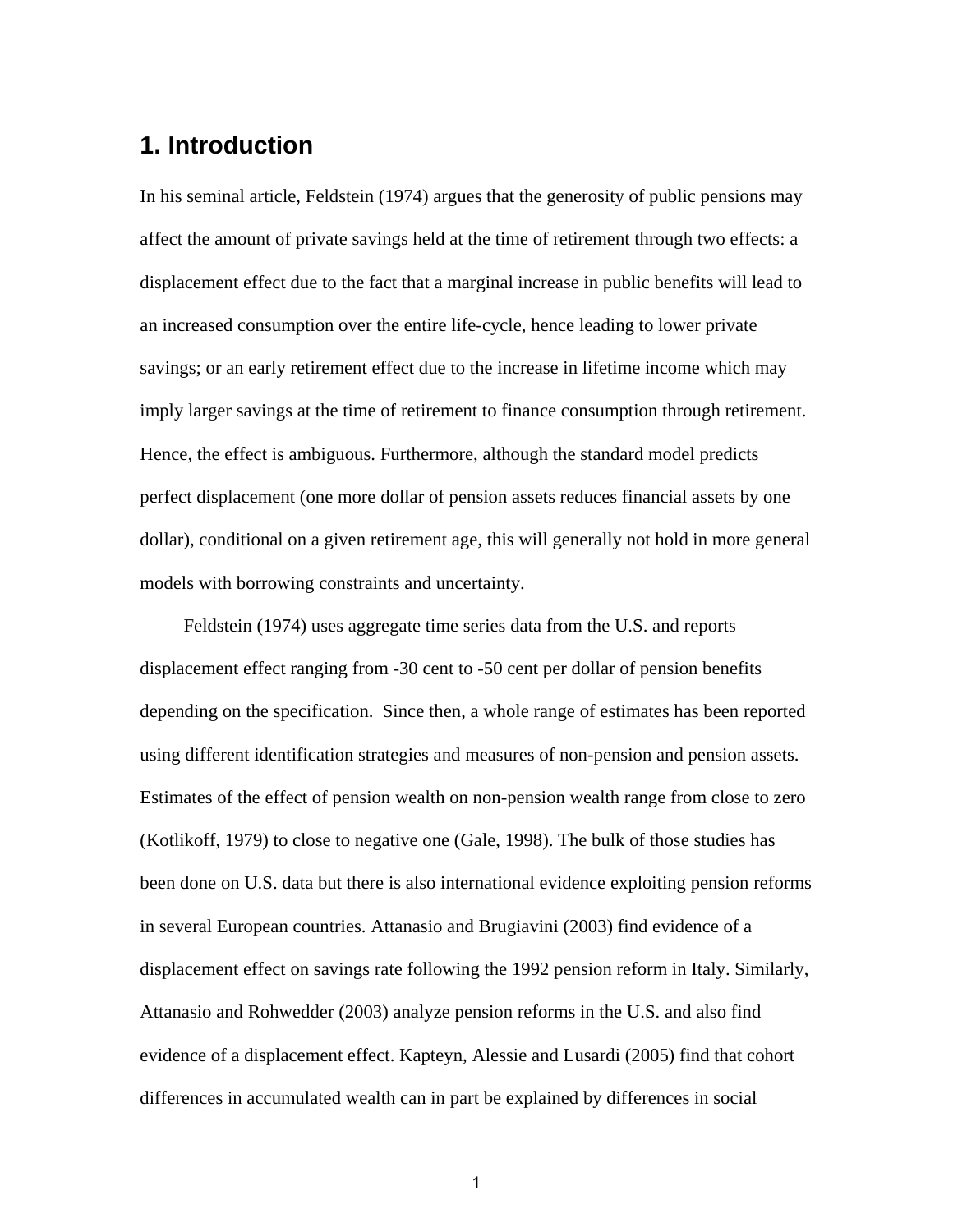## 1. Introduction

In his seminal article, Feldstein (1974) argues that the generosity of public pensions may affect the amount of private savings held at the time of retirement through two effects: a displacement effect due to the fact that a marginal increase in public benefits will lead to an increased consumption over the entire life-cycle, hence leading to lower private savings; or an early retirement effect due to the increase in lifetime income which may imply larger savings at the time of retirement to finance consumption through retirement. Hence, the effect is ambiguous. Furthermore, although the standard model predicts perfect displacement (one more dollar of pension assets reduces financial assets by one dollar), conditional on a given retirement age, this will generally not hold in more general models with borrowing constraints and uncertainty.

Feldstein (1974) uses aggregate time series data from the U.S. and reports displacement effect ranging from -30 cent to -50 cent per dollar of pension benefits depending on the specification. Since then, a whole range of estimates has been reported using different identification strategies and measures of non-pension and pension assets. Estimates of the effect of pension wealth on non-pension wealth range from close to zero (Kotlikoff, 1979) to close to negative one (Gale, 1998). The bulk of those studies has been done on U.S. data but there is also international evidence exploiting pension reforms in several European countries. Attanasio and Brugiavini (2003) find evidence of a displacement effect on savings rate following the 1992 pension reform in Italy. Similarly, Attanasio and Rohwedder (2003) analyze pension reforms in the U.S. and also find evidence of a displacement effect. Kapteyn, Alessie and Lusardi (2005) find that cohort differences in accumulated wealth can in part be explained by differences in social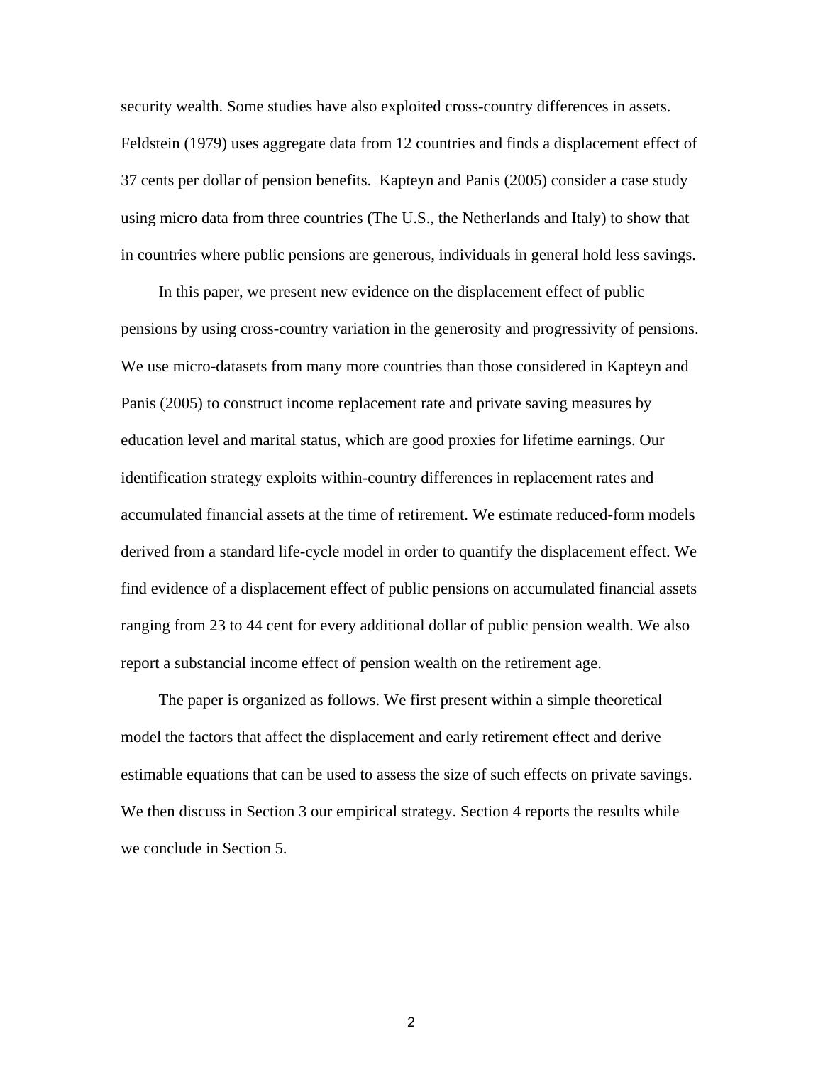security wealth. Some studies have also exploited cross-country differences in assets. Feldstein (1979) uses aggregate data from 12 countries and finds a displacement effect of 37 cents per dollar of pension benefits. Kapteyn and Panis (2005) consider a case study using micro data from three countries (The U.S., the Netherlands and Italy) to show that in countries where public pensions are generous, individuals in general hold less savings.

In this paper, we present new evidence on the displacement effect of public pensions by using cross-country variation in the generosity and progressivity of pensions. We use micro-datasets from many more countries than those considered in Kapteyn and Panis (2005) to construct income replacement rate and private saving measures by education level and marital status, which are good proxies for lifetime earnings. Our identification strategy exploits within-country differences in replacement rates and accumulated financial assets at the time of retirement. We estimate reduced-form models derived from a standard life-cycle model in order to quantify the displacement effect. We find evidence of a displacement effect of public pensions on accumulated financial assets ranging from 23 to 44 cent for every additional dollar of public pension wealth. We also report a substancial income effect of pension wealth on the retirement age.

The paper is organized as follows. We first present within a simple theoretical model the factors that affect the displacement and early retirement effect and derive estimable equations that can be used to assess the size of such effects on private savings. We then discuss in Section 3 our empirical strategy. Section 4 reports the results while we conclude in Section 5.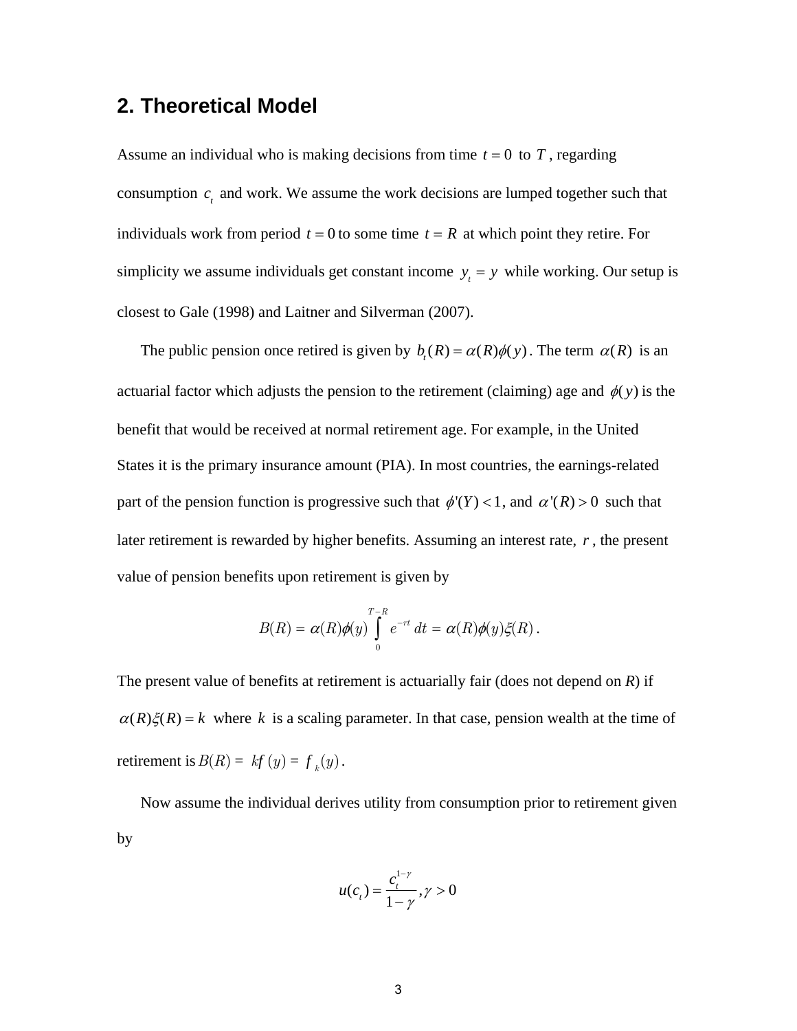## 2. Theoretical Model

Assume an individual who is making decisions from time $t = 0$ to $T$, regarding consumption $c_t$ and work. We assume the work decisions are lumped together such that individuals work from period $t = 0$ to some time $t = R$ at which point they retire. For simplicity we assume individuals get constant income $y_t = y$ while working. Our setup is closest to Gale (1998) and Laitner and Silverman (2007).

The public pension once retired is given by $b_t(R) = \alpha(R)\phi(y)$. The term $\alpha(R)$ is an actuarial factor which adjusts the pension to the retirement (claiming) age and $\phi(y)$ is the benefit that would be received at normal retirement age. For example, in the United States it is the primary insurance amount (PIA). In most countries, the earnings-related part of the pension function is progressive such that $\phi'(Y) < 1$, and $\alpha'(R) > 0$ such that later retirement is rewarded by higher benefits. Assuming an interest rate, $r$, the present value of pension benefits upon retirement is given by

$$B(R) = \alpha(R)\phi(y)\int_0^{T-R} e^{-rt}\,dt = \alpha(R)\phi(y)\xi(R).$$

The present value of benefits at retirement is actuarially fair (does not depend on *R*) if $\alpha(R)\xi(R) = k$ where $k$ is a scaling parameter. In that case, pension wealth at the time of retirement is $B(R) = kf(y) = f_k(y)$.

Now assume the individual derives utility from consumption prior to retirement given by

$$u(c_t) = \frac{c_t^{1-\gamma}}{1-\gamma}, \gamma > 0$$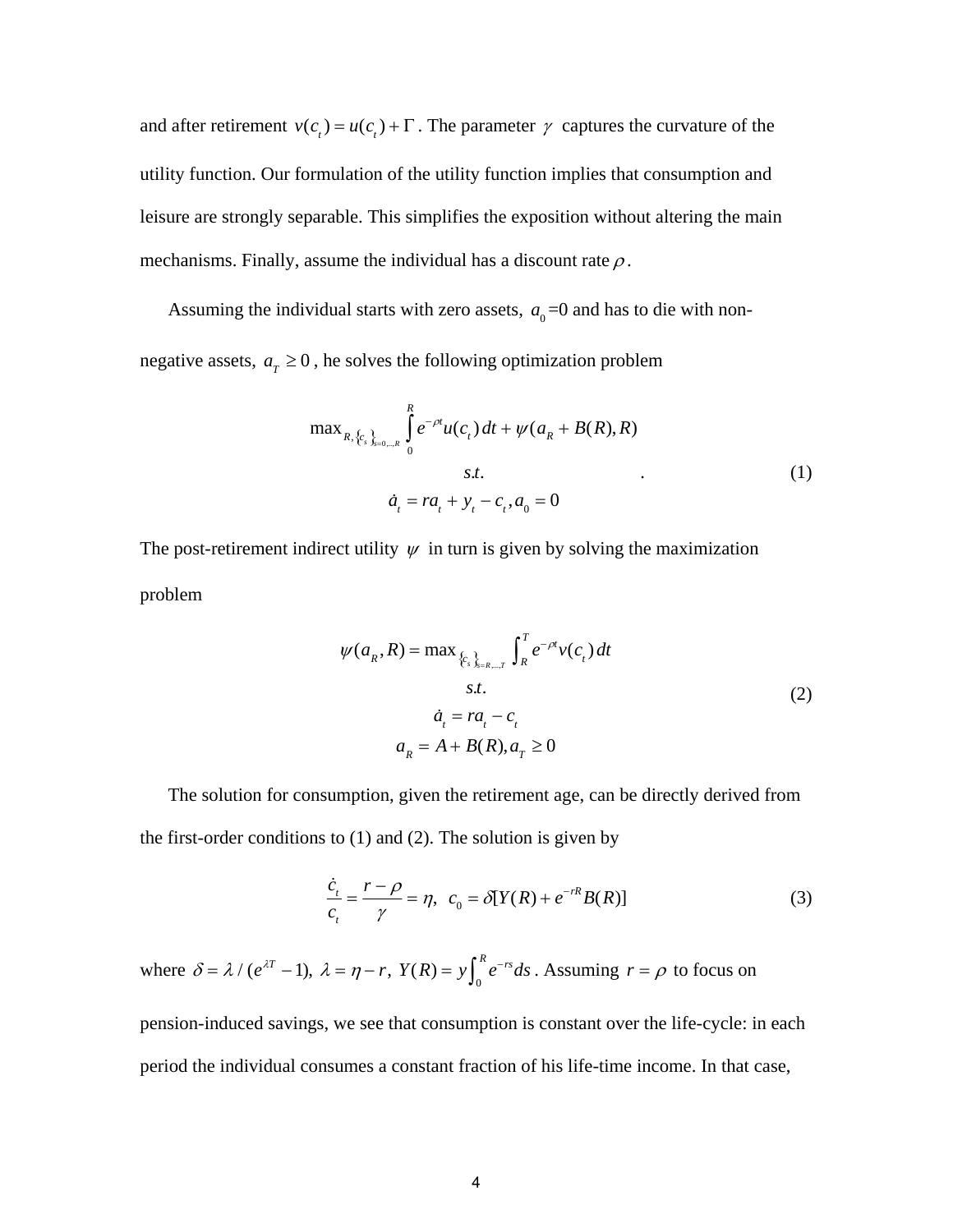and after retirement $v(c_t) = u(c_t) + \Gamma$. The parameter $\gamma$ captures the curvature of the utility function. Our formulation of the utility function implies that consumption and leisure are strongly separable. This simplifies the exposition without altering the main mechanisms. Finally, assume the individual has a discount rate $\rho$.

Assuming the individual starts with zero assets, $a_0$=0 and has to die with non-negative assets, $a_T \geq 0$, he solves the following optimization problem

$$
\begin{gathered}
\max_{R,\{c_s\}_{s=0,\dots,R}} \int_0^R e^{-\rho t} u(c_t)\,dt + \psi(a_R + B(R), R) \\
s.t. \\
\dot{a}_t = r a_t + y_t - c_t, a_0 = 0
\end{gathered}
\qquad (1)
$$

The post-retirement indirect utility $\psi$ in turn is given by solving the maximization problem

$$
\begin{gathered}
\psi(a_R, R) = \max_{\{c_s\}_{s=R,\dots,T}} \int_R^T e^{-\rho t} v(c_t)\,dt \\
s.t. \\
\dot{a}_t = r a_t - c_t \\
a_R = A + B(R), a_T \geq 0
\end{gathered}
\qquad (2)
$$

The solution for consumption, given the retirement age, can be directly derived from the first-order conditions to (1) and (2). The solution is given by

$$
\frac{\dot{c}_t}{c_t} = \frac{r - \rho}{\gamma} = \eta, \;\; c_0 = \delta[Y(R) + e^{-rR} B(R)] \qquad (3)
$$

where $\delta = \lambda / (e^{\lambda T} - 1)$, $\lambda = \eta - r$, $Y(R) = y\int_0^R e^{-rs} ds$. Assuming $r = \rho$ to focus on pension-induced savings, we see that consumption is constant over the life-cycle: in each period the individual consumes a constant fraction of his life-time income. In that case,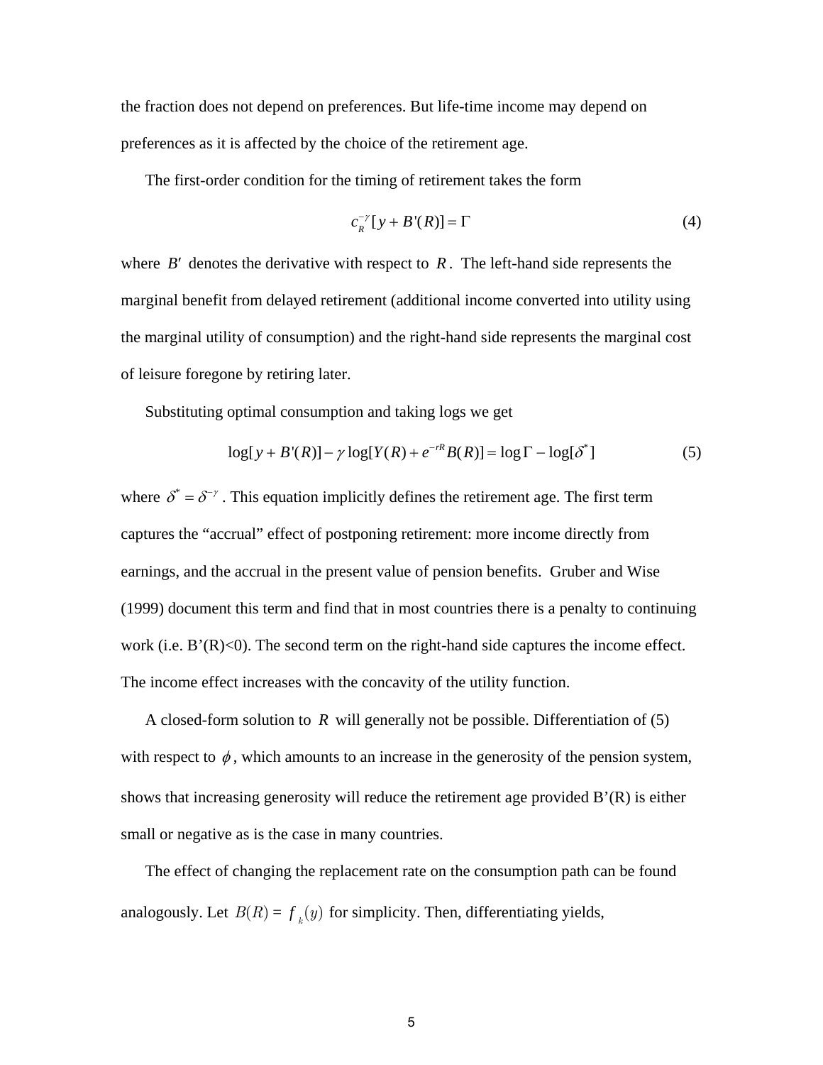the fraction does not depend on preferences. But life-time income may depend on preferences as it is affected by the choice of the retirement age.

The first-order condition for the timing of retirement takes the form

$$c_R^{-\gamma}[y + B'(R)] = \Gamma \tag{4}$$

where $B'$ denotes the derivative with respect to $R$. The left-hand side represents the marginal benefit from delayed retirement (additional income converted into utility using the marginal utility of consumption) and the right-hand side represents the marginal cost of leisure foregone by retiring later.

Substituting optimal consumption and taking logs we get

$$\log[y + B'(R)] - \gamma \log[Y(R) + e^{-rR}B(R)] = \log \Gamma - \log[\delta^*] \tag{5}$$

where $\delta^* = \delta^{-\gamma}$. This equation implicitly defines the retirement age. The first term captures the "accrual" effect of postponing retirement: more income directly from earnings, and the accrual in the present value of pension benefits. Gruber and Wise (1999) document this term and find that in most countries there is a penalty to continuing work (i.e. B'(R)<0). The second term on the right-hand side captures the income effect. The income effect increases with the concavity of the utility function.

A closed-form solution to $R$ will generally not be possible. Differentiation of (5) with respect to $\phi$, which amounts to an increase in the generosity of the pension system, shows that increasing generosity will reduce the retirement age provided B'(R) is either small or negative as is the case in many countries.

The effect of changing the replacement rate on the consumption path can be found analogously. Let $B(R) = f_k(y)$ for simplicity. Then, differentiating yields,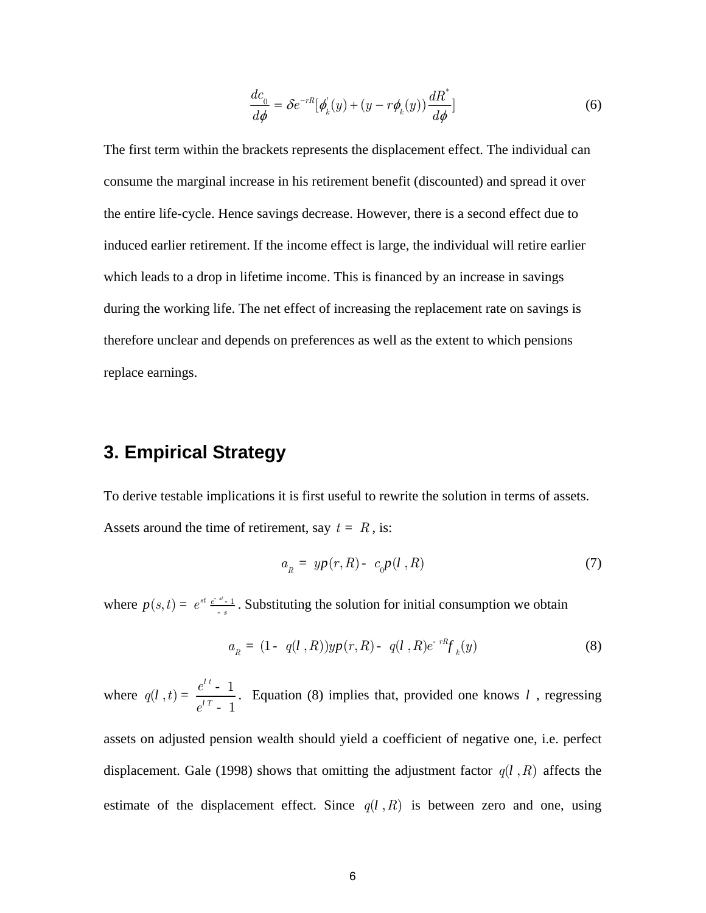$$\frac{dc_0}{d\phi} = \delta e^{-rR}[\phi_k^{'}(y) + (y - r\phi_k(y))\frac{dR^*}{d\phi}] \tag{6}$$

The first term within the brackets represents the displacement effect. The individual can consume the marginal increase in his retirement benefit (discounted) and spread it over the entire life-cycle. Hence savings decrease. However, there is a second effect due to induced earlier retirement. If the income effect is large, the individual will retire earlier which leads to a drop in lifetime income. This is financed by an increase in savings during the working life. The net effect of increasing the replacement rate on savings is therefore unclear and depends on preferences as well as the extent to which pensions replace earnings.

## 3. Empirical Strategy

To derive testable implications it is first useful to rewrite the solution in terms of assets. Assets around the time of retirement, say $t = R$, is:

$$a_R = yp(r,R) - c_0 p(l, R) \tag{7}$$

where $p(s,t) = e^{st}\frac{e^{-st}-1}{-s}$. Substituting the solution for initial consumption we obtain

$$a_R = (1 - q(l, R))yp(r,R) - q(l, R)e^{-rR}f_k(y) \tag{8}$$

where $q(l, t) = \frac{e^{lt} - 1}{e^{lT} - 1}$. Equation (8) implies that, provided one knows $l$, regressing assets on adjusted pension wealth should yield a coefficient of negative one, i.e. perfect displacement. Gale (1998) shows that omitting the adjustment factor $q(l, R)$ affects the estimate of the displacement effect. Since $q(l, R)$ is between zero and one, using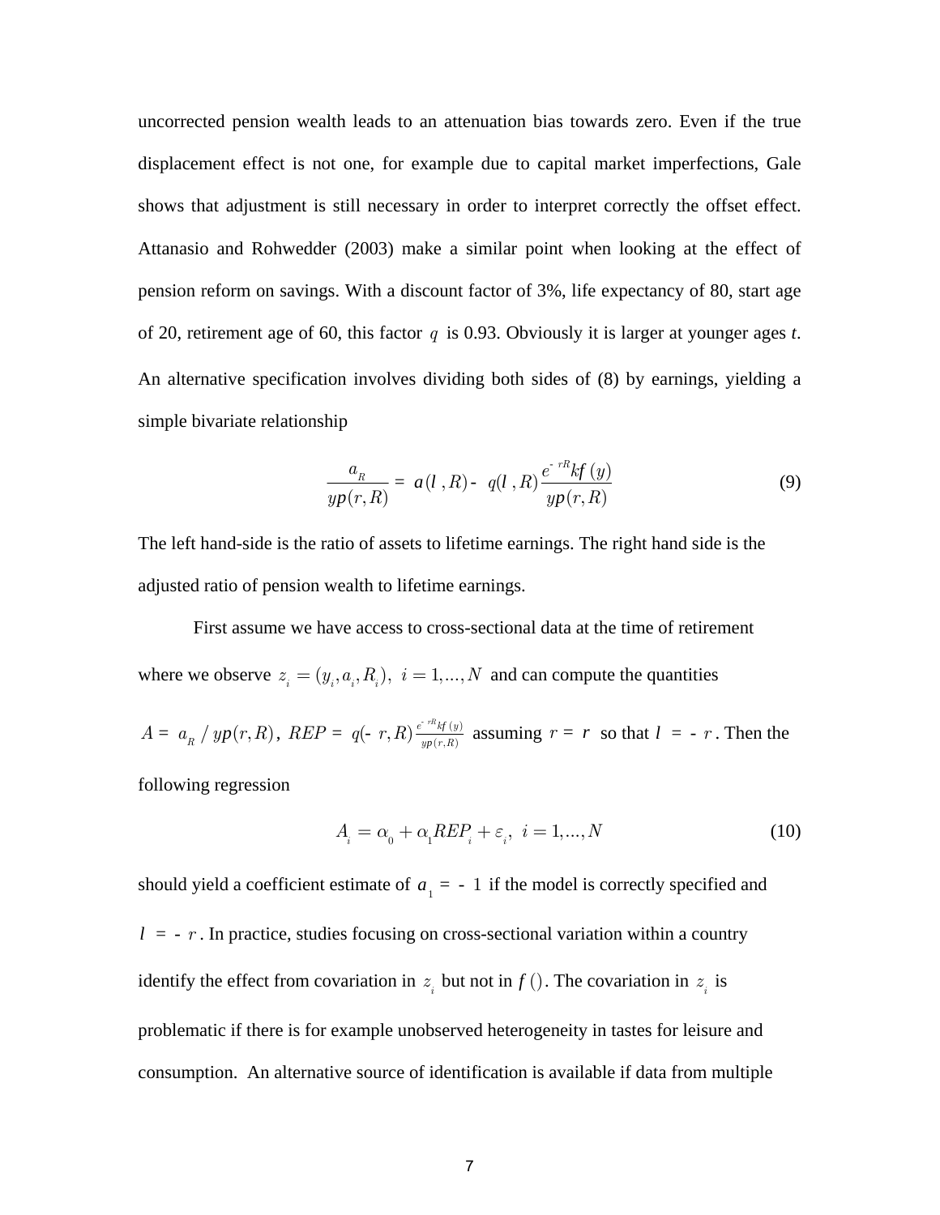uncorrected pension wealth leads to an attenuation bias towards zero. Even if the true displacement effect is not one, for example due to capital market imperfections, Gale shows that adjustment is still necessary in order to interpret correctly the offset effect. Attanasio and Rohwedder (2003) make a similar point when looking at the effect of pension reform on savings. With a discount factor of 3%, life expectancy of 80, start age of 20, retirement age of 60, this factor $q$ is 0.93. Obviously it is larger at younger ages *t*. An alternative specification involves dividing both sides of (8) by earnings, yielding a simple bivariate relationship

$$\frac{a_R}{yp(r,R)} = a(l\,,R) - q(l\,,R)\frac{e^{-rR}kf\,(y)}{yp(r,R)} \tag{9}$$

The left hand-side is the ratio of assets to lifetime earnings. The right hand side is the adjusted ratio of pension wealth to lifetime earnings.

First assume we have access to cross-sectional data at the time of retirement where we observe $z_i = (y_i, a_i, R_i),\ i = 1,...,N$ and can compute the quantities

$A = a_R \,/\, yp(r,R)$, $REP = q(-r,R)\frac{e^{-rR}kf\,(y)}{yp(r,R)}$ assuming $r = r$ so that $l = -r$. Then the following regression

$$A_i = \alpha_0 + \alpha_1 REP_i + \varepsilon_i,\ i = 1,...,N \tag{10}$$

should yield a coefficient estimate of $a_1 = -1$ if the model is correctly specified and $l = -r$. In practice, studies focusing on cross-sectional variation within a country identify the effect from covariation in $z_i$ but not in $f\,()$. The covariation in $z_i$ is problematic if there is for example unobserved heterogeneity in tastes for leisure and consumption. An alternative source of identification is available if data from multiple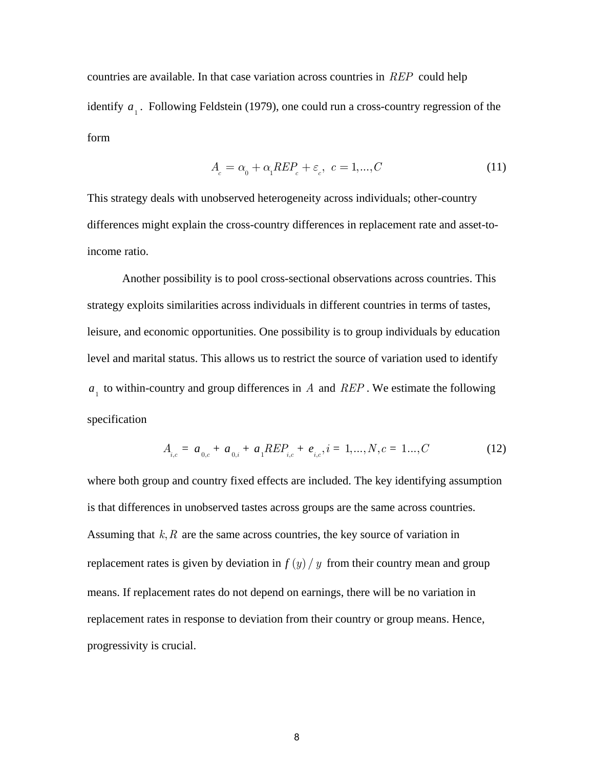countries are available. In that case variation across countries in $REP$ could help identify $a_1$. Following Feldstein (1979), one could run a cross-country regression of the form

$$A_c = \alpha_0 + \alpha_1 REP_c + \varepsilon_c, \;\; c = 1,...,C \tag{11}$$

This strategy deals with unobserved heterogeneity across individuals; other-country differences might explain the cross-country differences in replacement rate and asset-to-income ratio.

Another possibility is to pool cross-sectional observations across countries. This strategy exploits similarities across individuals in different countries in terms of tastes, leisure, and economic opportunities. One possibility is to group individuals by education level and marital status. This allows us to restrict the source of variation used to identify $a_1$ to within-country and group differences in $A$ and $REP$. We estimate the following specification

$$A_{i,c} = a_{0,c} + a_{0,i} + a_1 REP_{i,c} + e_{i,c}, i = 1,...,N, c = 1...,C \tag{12}$$

where both group and country fixed effects are included. The key identifying assumption is that differences in unobserved tastes across groups are the same across countries. Assuming that $k, R$ are the same across countries, the key source of variation in replacement rates is given by deviation in $f(y)/y$ from their country mean and group means. If replacement rates do not depend on earnings, there will be no variation in replacement rates in response to deviation from their country or group means. Hence, progressivity is crucial.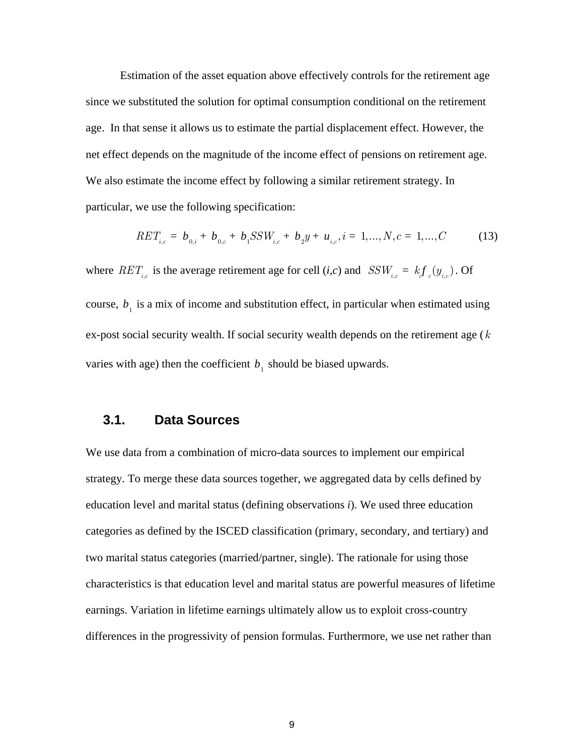Estimation of the asset equation above effectively controls for the retirement age since we substituted the solution for optimal consumption conditional on the retirement age. In that sense it allows us to estimate the partial displacement effect. However, the net effect depends on the magnitude of the income effect of pensions on retirement age. We also estimate the income effect by following a similar retirement strategy. In particular, we use the following specification:

$$RET_{i,c} = b_{0,i} + b_{0,c} + b_1 SSW_{i,c} + b_2 y + u_{i,c}, i = 1,...,N, c = 1,...,C \qquad (13)$$

where $RET_{i,c}$ is the average retirement age for cell (*i*,*c*) and $SSW_{i,c} = k_c f_c(y_{i,c})$. Of course, $b_1$ is a mix of income and substitution effect, in particular when estimated using ex-post social security wealth. If social security wealth depends on the retirement age ($k$ varies with age) then the coefficient $b_1$ should be biased upwards.

### 3.1. Data Sources

We use data from a combination of micro-data sources to implement our empirical strategy. To merge these data sources together, we aggregated data by cells defined by education level and marital status (defining observations *i*). We used three education categories as defined by the ISCED classification (primary, secondary, and tertiary) and two marital status categories (married/partner, single). The rationale for using those characteristics is that education level and marital status are powerful measures of lifetime earnings. Variation in lifetime earnings ultimately allow us to exploit cross-country differences in the progressivity of pension formulas. Furthermore, we use net rather than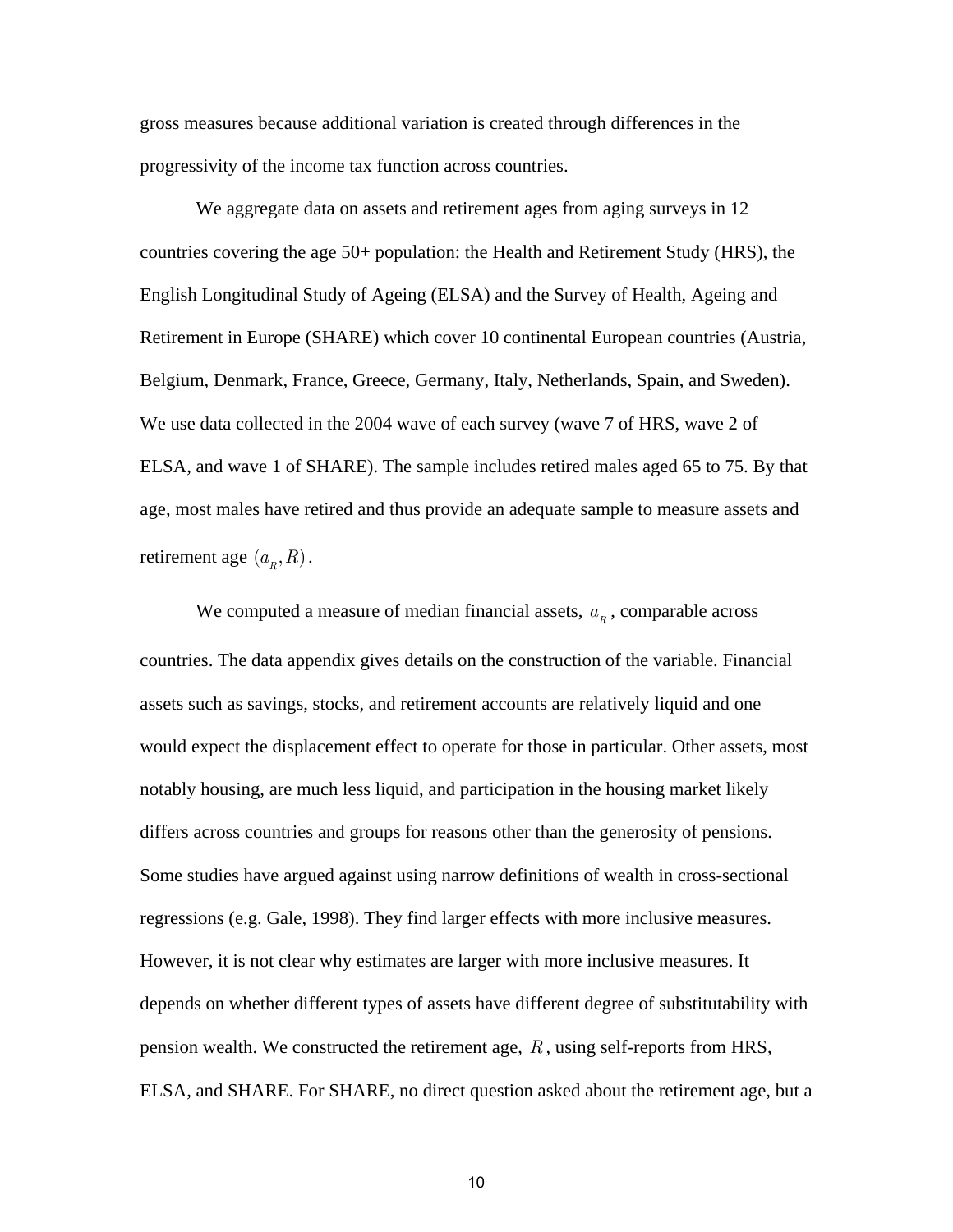gross measures because additional variation is created through differences in the progressivity of the income tax function across countries.

We aggregate data on assets and retirement ages from aging surveys in 12 countries covering the age 50+ population: the Health and Retirement Study (HRS), the English Longitudinal Study of Ageing (ELSA) and the Survey of Health, Ageing and Retirement in Europe (SHARE) which cover 10 continental European countries (Austria, Belgium, Denmark, France, Greece, Germany, Italy, Netherlands, Spain, and Sweden). We use data collected in the 2004 wave of each survey (wave 7 of HRS, wave 2 of ELSA, and wave 1 of SHARE). The sample includes retired males aged 65 to 75. By that age, most males have retired and thus provide an adequate sample to measure assets and retirement age $(a_R, R)$.

We computed a measure of median financial assets, $a_R$, comparable across countries. The data appendix gives details on the construction of the variable. Financial assets such as savings, stocks, and retirement accounts are relatively liquid and one would expect the displacement effect to operate for those in particular. Other assets, most notably housing, are much less liquid, and participation in the housing market likely differs across countries and groups for reasons other than the generosity of pensions. Some studies have argued against using narrow definitions of wealth in cross-sectional regressions (e.g. Gale, 1998). They find larger effects with more inclusive measures. However, it is not clear why estimates are larger with more inclusive measures. It depends on whether different types of assets have different degree of substitutability with pension wealth. We constructed the retirement age, $R$, using self-reports from HRS, ELSA, and SHARE. For SHARE, no direct question asked about the retirement age, but a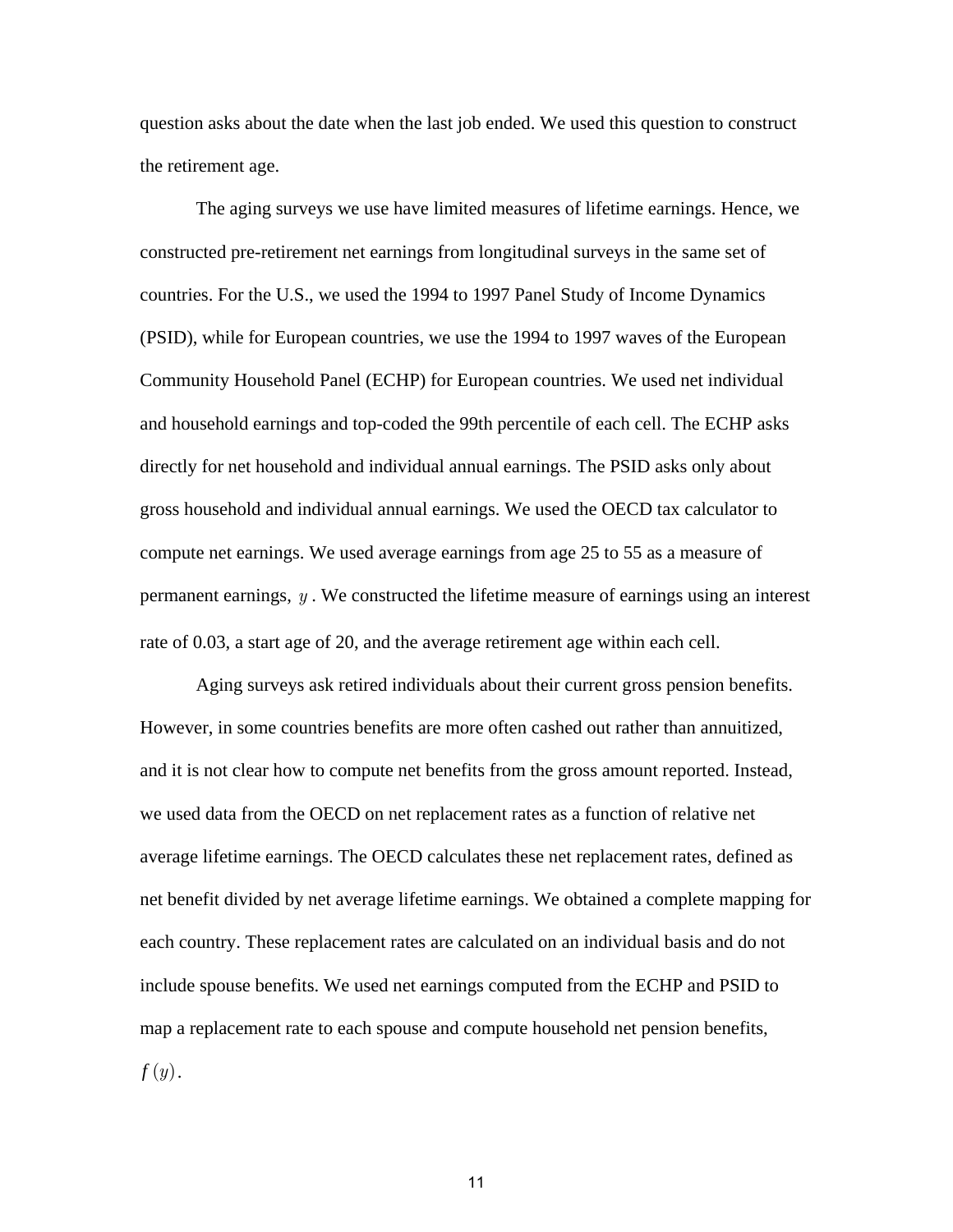question asks about the date when the last job ended. We used this question to construct the retirement age.

The aging surveys we use have limited measures of lifetime earnings. Hence, we constructed pre-retirement net earnings from longitudinal surveys in the same set of countries. For the U.S., we used the 1994 to 1997 Panel Study of Income Dynamics (PSID), while for European countries, we use the 1994 to 1997 waves of the European Community Household Panel (ECHP) for European countries. We used net individual and household earnings and top-coded the 99th percentile of each cell. The ECHP asks directly for net household and individual annual earnings. The PSID asks only about gross household and individual annual earnings. We used the OECD tax calculator to compute net earnings. We used average earnings from age 25 to 55 as a measure of permanent earnings, $y$. We constructed the lifetime measure of earnings using an interest rate of 0.03, a start age of 20, and the average retirement age within each cell.

Aging surveys ask retired individuals about their current gross pension benefits. However, in some countries benefits are more often cashed out rather than annuitized, and it is not clear how to compute net benefits from the gross amount reported. Instead, we used data from the OECD on net replacement rates as a function of relative net average lifetime earnings. The OECD calculates these net replacement rates, defined as net benefit divided by net average lifetime earnings. We obtained a complete mapping for each country. These replacement rates are calculated on an individual basis and do not include spouse benefits. We used net earnings computed from the ECHP and PSID to map a replacement rate to each spouse and compute household net pension benefits, $f(y)$.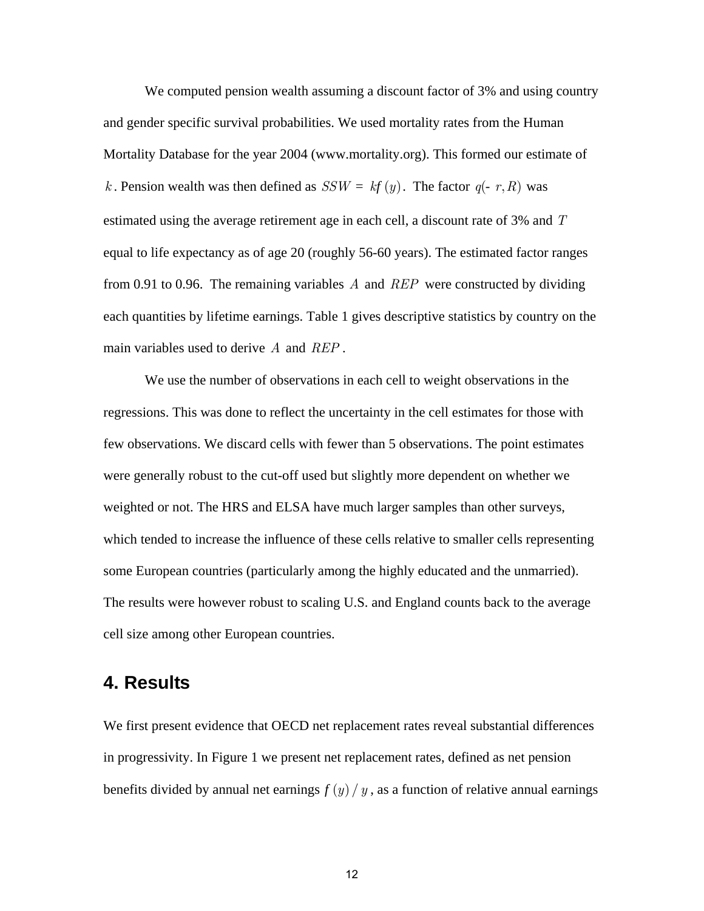We computed pension wealth assuming a discount factor of 3% and using country and gender specific survival probabilities. We used mortality rates from the Human Mortality Database for the year 2004 (www.mortality.org). This formed our estimate of $k$. Pension wealth was then defined as $SSW = kf(y)$. The factor $q(-r, R)$ was estimated using the average retirement age in each cell, a discount rate of 3% and $T$ equal to life expectancy as of age 20 (roughly 56-60 years). The estimated factor ranges from 0.91 to 0.96. The remaining variables $A$ and $REP$ were constructed by dividing each quantities by lifetime earnings. Table 1 gives descriptive statistics by country on the main variables used to derive $A$ and $REP$.

We use the number of observations in each cell to weight observations in the regressions. This was done to reflect the uncertainty in the cell estimates for those with few observations. We discard cells with fewer than 5 observations. The point estimates were generally robust to the cut-off used but slightly more dependent on whether we weighted or not. The HRS and ELSA have much larger samples than other surveys, which tended to increase the influence of these cells relative to smaller cells representing some European countries (particularly among the highly educated and the unmarried). The results were however robust to scaling U.S. and England counts back to the average cell size among other European countries.

## 4. Results

We first present evidence that OECD net replacement rates reveal substantial differences in progressivity. In Figure 1 we present net replacement rates, defined as net pension benefits divided by annual net earnings $f(y)/y$, as a function of relative annual earnings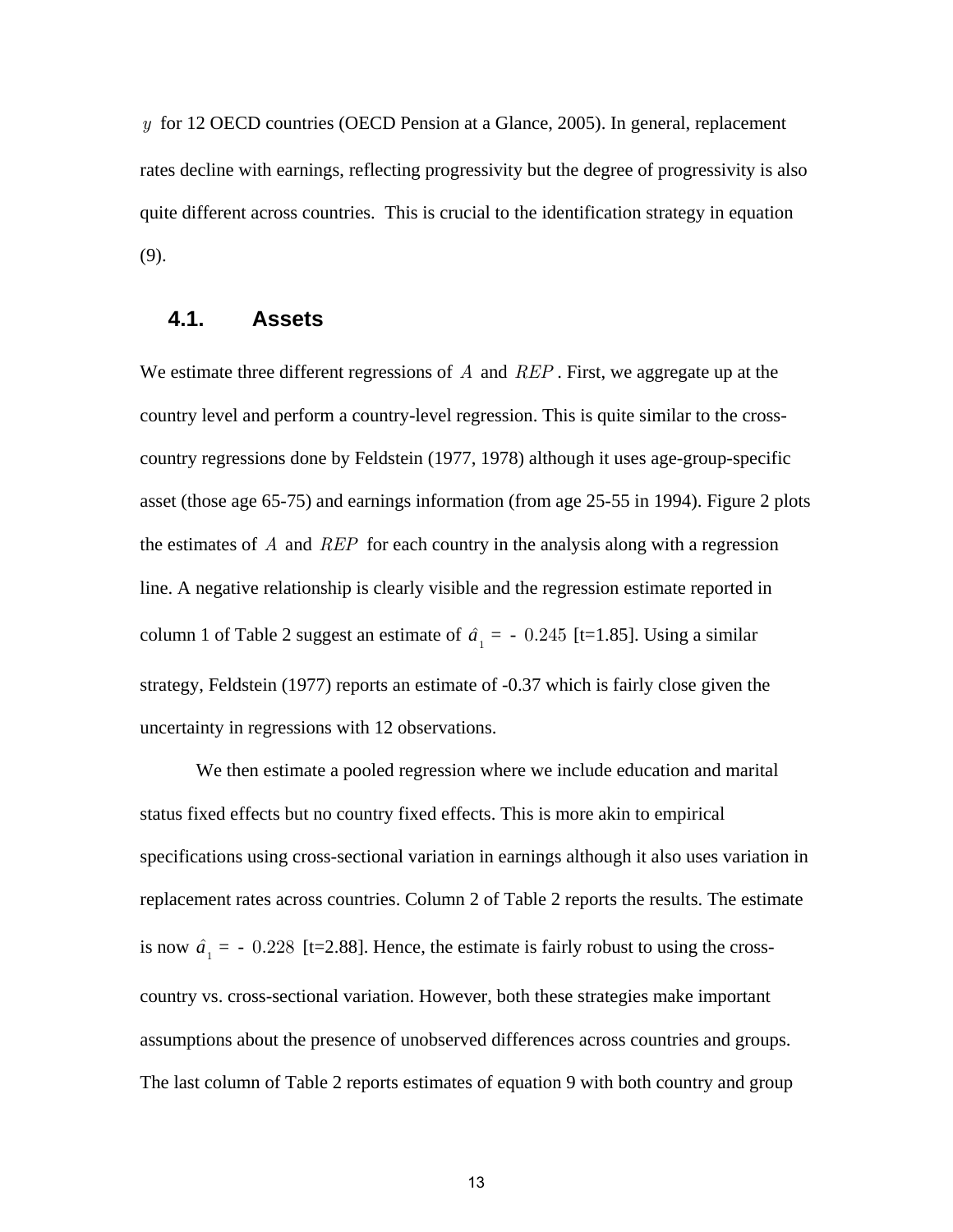$y$ for 12 OECD countries (OECD Pension at a Glance, 2005). In general, replacement rates decline with earnings, reflecting progressivity but the degree of progressivity is also quite different across countries. This is crucial to the identification strategy in equation (9).

## 4.1. Assets

We estimate three different regressions of $A$ and $REP$. First, we aggregate up at the country level and perform a country-level regression. This is quite similar to the cross-country regressions done by Feldstein (1977, 1978) although it uses age-group-specific asset (those age 65-75) and earnings information (from age 25-55 in 1994). Figure 2 plots the estimates of $A$ and $REP$ for each country in the analysis along with a regression line. A negative relationship is clearly visible and the regression estimate reported in column 1 of Table 2 suggest an estimate of $\hat{a}_1 = -0.245$ [t=1.85]. Using a similar strategy, Feldstein (1977) reports an estimate of -0.37 which is fairly close given the uncertainty in regressions with 12 observations.

We then estimate a pooled regression where we include education and marital status fixed effects but no country fixed effects. This is more akin to empirical specifications using cross-sectional variation in earnings although it also uses variation in replacement rates across countries. Column 2 of Table 2 reports the results. The estimate is now $\hat{a}_1 = -0.228$ [t=2.88]. Hence, the estimate is fairly robust to using the cross-country vs. cross-sectional variation. However, both these strategies make important assumptions about the presence of unobserved differences across countries and groups. The last column of Table 2 reports estimates of equation 9 with both country and group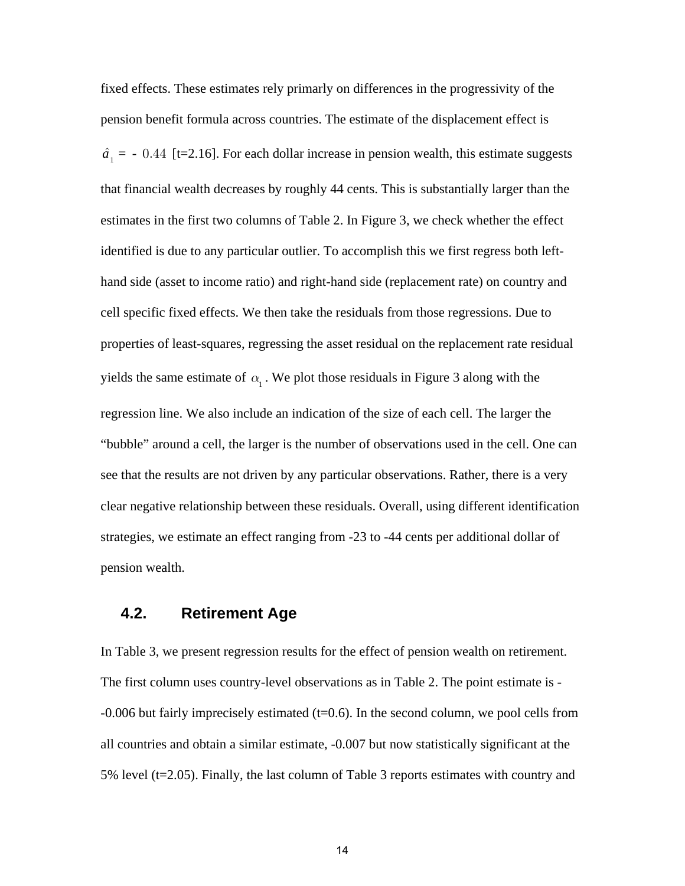fixed effects. These estimates rely primarily on differences in the progressivity of the pension benefit formula across countries. The estimate of the displacement effect is $\hat{a}_1 = -0.44$ [t=2.16]. For each dollar increase in pension wealth, this estimate suggests that financial wealth decreases by roughly 44 cents. This is substantially larger than the estimates in the first two columns of Table 2. In Figure 3, we check whether the effect identified is due to any particular outlier. To accomplish this we first regress both left-hand side (asset to income ratio) and right-hand side (replacement rate) on country and cell specific fixed effects. We then take the residuals from those regressions. Due to properties of least-squares, regressing the asset residual on the replacement rate residual yields the same estimate of $\alpha_1$. We plot those residuals in Figure 3 along with the regression line. We also include an indication of the size of each cell. The larger the "bubble" around a cell, the larger is the number of observations used in the cell. One can see that the results are not driven by any particular observations. Rather, there is a very clear negative relationship between these residuals. Overall, using different identification strategies, we estimate an effect ranging from -23 to -44 cents per additional dollar of pension wealth.

## 4.2. Retirement Age

In Table 3, we present regression results for the effect of pension wealth on retirement. The first column uses country-level observations as in Table 2. The point estimate is -0.006 but fairly imprecisely estimated (t=0.6). In the second column, we pool cells from all countries and obtain a similar estimate, -0.007 but now statistically significant at the 5% level (t=2.05). Finally, the last column of Table 3 reports estimates with country and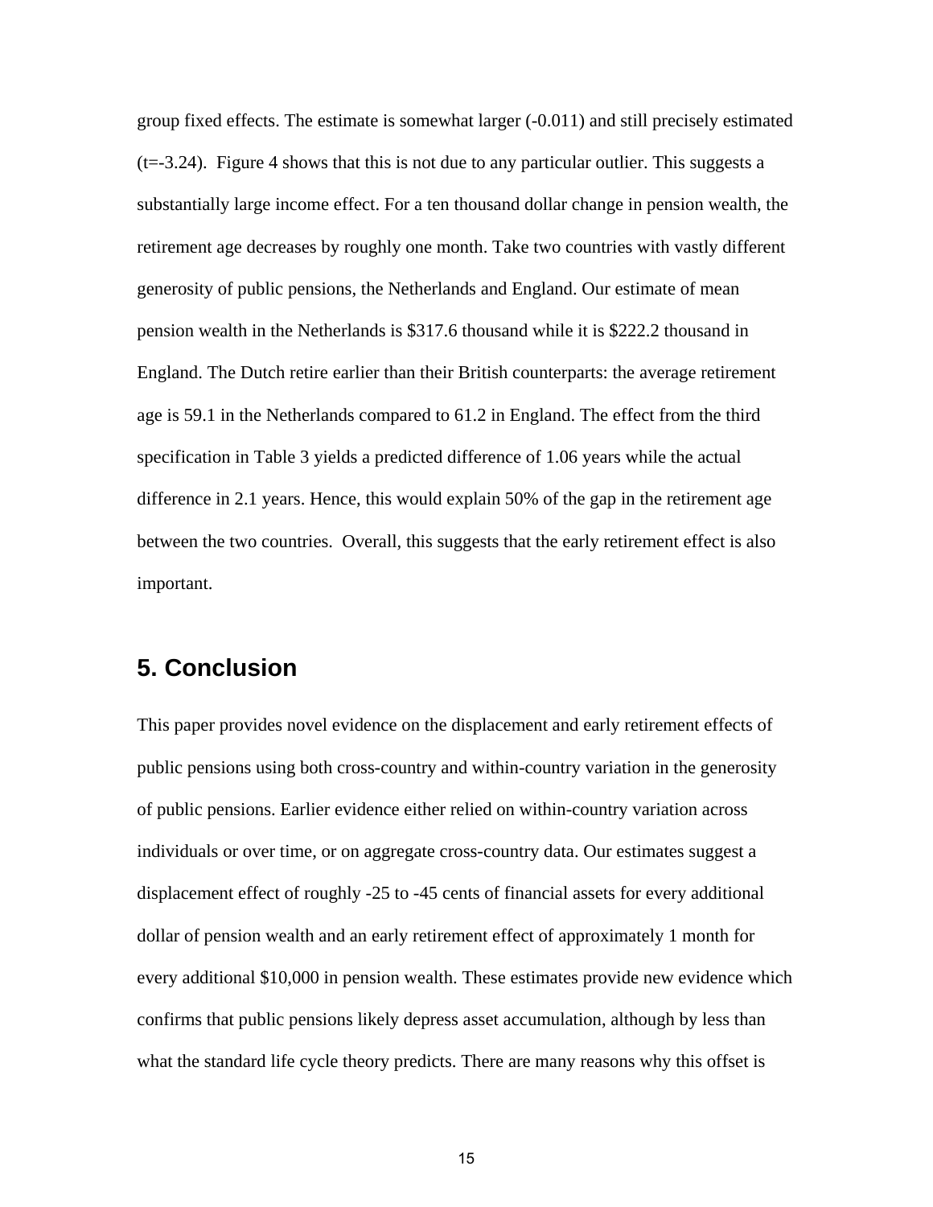group fixed effects. The estimate is somewhat larger (-0.011) and still precisely estimated (t=-3.24). Figure 4 shows that this is not due to any particular outlier. This suggests a substantially large income effect. For a ten thousand dollar change in pension wealth, the retirement age decreases by roughly one month. Take two countries with vastly different generosity of public pensions, the Netherlands and England. Our estimate of mean pension wealth in the Netherlands is $317.6 thousand while it is $222.2 thousand in England. The Dutch retire earlier than their British counterparts: the average retirement age is 59.1 in the Netherlands compared to 61.2 in England. The effect from the third specification in Table 3 yields a predicted difference of 1.06 years while the actual difference in 2.1 years. Hence, this would explain 50% of the gap in the retirement age between the two countries. Overall, this suggests that the early retirement effect is also important.

## 5. Conclusion

This paper provides novel evidence on the displacement and early retirement effects of public pensions using both cross-country and within-country variation in the generosity of public pensions. Earlier evidence either relied on within-country variation across individuals or over time, or on aggregate cross-country data. Our estimates suggest a displacement effect of roughly -25 to -45 cents of financial assets for every additional dollar of pension wealth and an early retirement effect of approximately 1 month for every additional $10,000 in pension wealth. These estimates provide new evidence which confirms that public pensions likely depress asset accumulation, although by less than what the standard life cycle theory predicts. There are many reasons why this offset is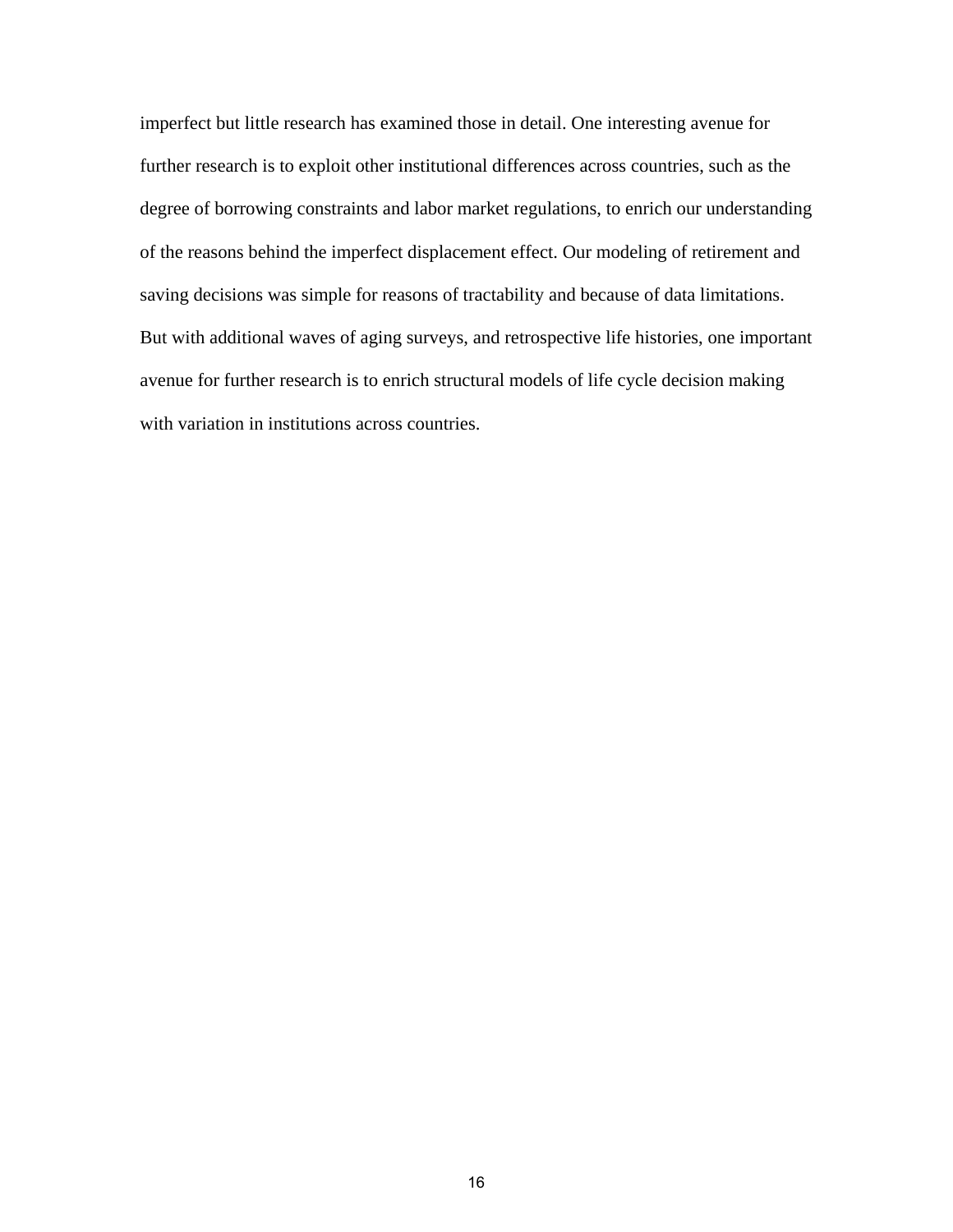imperfect but little research has examined those in detail. One interesting avenue for further research is to exploit other institutional differences across countries, such as the degree of borrowing constraints and labor market regulations, to enrich our understanding of the reasons behind the imperfect displacement effect. Our modeling of retirement and saving decisions was simple for reasons of tractability and because of data limitations. But with additional waves of aging surveys, and retrospective life histories, one important avenue for further research is to enrich structural models of life cycle decision making with variation in institutions across countries.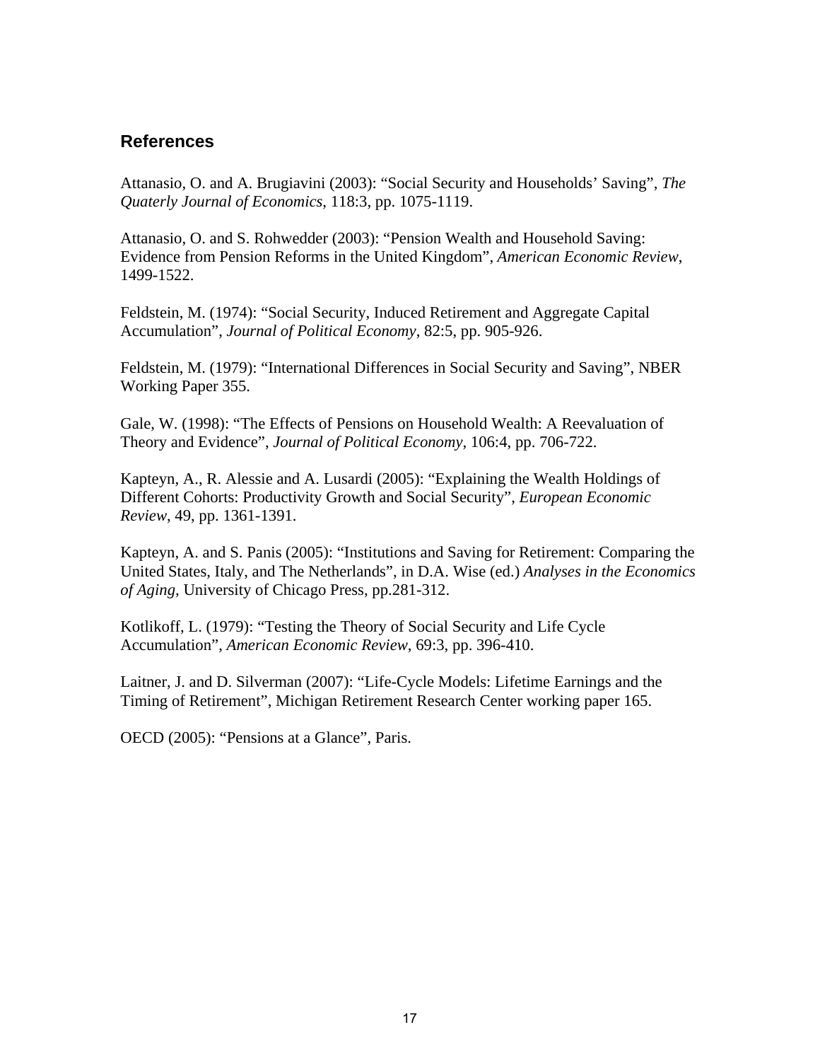## References

Attanasio, O. and A. Brugiavini (2003): “Social Security and Households’ Saving”, *The Quaterly Journal of Economics*, 118:3, pp. 1075-1119.

Attanasio, O. and S. Rohwedder (2003): “Pension Wealth and Household Saving: Evidence from Pension Reforms in the United Kingdom”, *American Economic Review*, 1499-1522.

Feldstein, M. (1974): “Social Security, Induced Retirement and Aggregate Capital Accumulation”, *Journal of Political Economy*, 82:5, pp. 905-926.

Feldstein, M. (1979): “International Differences in Social Security and Saving”, NBER Working Paper 355.

Gale, W. (1998): “The Effects of Pensions on Household Wealth: A Reevaluation of Theory and Evidence”, *Journal of Political Economy*, 106:4, pp. 706-722.

Kapteyn, A., R. Alessie and A. Lusardi (2005): “Explaining the Wealth Holdings of Different Cohorts: Productivity Growth and Social Security”, *European Economic Review*, 49, pp. 1361-1391.

Kapteyn, A. and S. Panis (2005): “Institutions and Saving for Retirement: Comparing the United States, Italy, and The Netherlands”, in D.A. Wise (ed.) *Analyses in the Economics of Aging*, University of Chicago Press, pp.281-312.

Kotlikoff, L. (1979): “Testing the Theory of Social Security and Life Cycle Accumulation”, *American Economic Review*, 69:3, pp. 396-410.

Laitner, J. and D. Silverman (2007): “Life-Cycle Models: Lifetime Earnings and the Timing of Retirement”, Michigan Retirement Research Center working paper 165.

OECD (2005): “Pensions at a Glance”, Paris.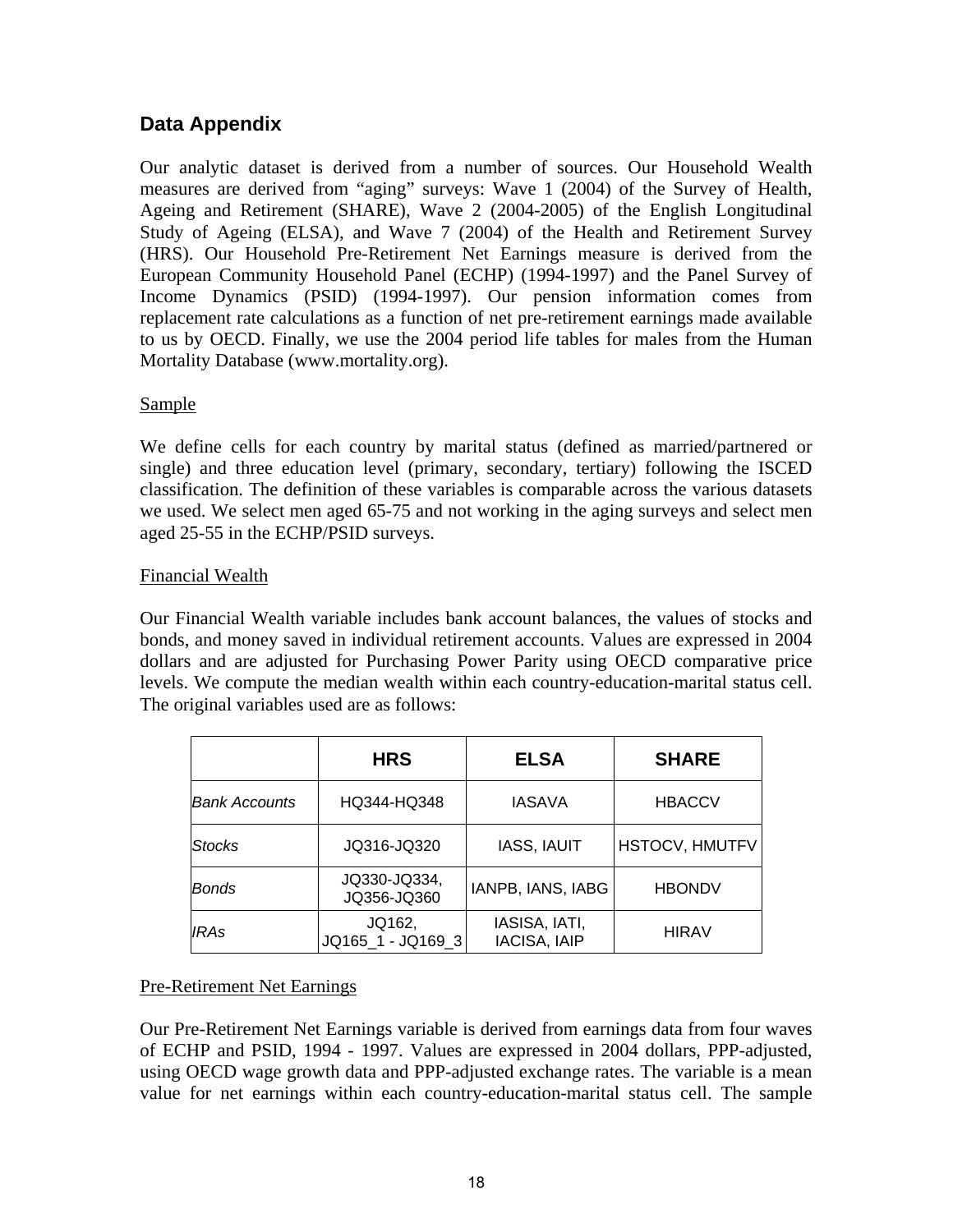## Data Appendix

Our analytic dataset is derived from a number of sources. Our Household Wealth measures are derived from "aging" surveys: Wave 1 (2004) of the Survey of Health, Ageing and Retirement (SHARE), Wave 2 (2004-2005) of the English Longitudinal Study of Ageing (ELSA), and Wave 7 (2004) of the Health and Retirement Survey (HRS). Our Household Pre-Retirement Net Earnings measure is derived from the European Community Household Panel (ECHP) (1994-1997) and the Panel Survey of Income Dynamics (PSID) (1994-1997). Our pension information comes from replacement rate calculations as a function of net pre-retirement earnings made available to us by OECD. Finally, we use the 2004 period life tables for males from the Human Mortality Database (www.mortality.org).

### Sample

We define cells for each country by marital status (defined as married/partnered or single) and three education level (primary, secondary, tertiary) following the ISCED classification. The definition of these variables is comparable across the various datasets we used. We select men aged 65-75 and not working in the aging surveys and select men aged 25-55 in the ECHP/PSID surveys.

### Financial Wealth

Our Financial Wealth variable includes bank account balances, the values of stocks and bonds, and money saved in individual retirement accounts. Values are expressed in 2004 dollars and are adjusted for Purchasing Power Parity using OECD comparative price levels. We compute the median wealth within each country-education-marital status cell. The original variables used are as follows:

| | **HRS** | **ELSA** | **SHARE** |
|---|---|---|---|
| *Bank Accounts* | HQ344-HQ348 | IASAVA | HBACCV |
| *Stocks* | JQ316-JQ320 | IASS, IAUIT | HSTOCV, HMUTFV |
| *Bonds* | JQ330-JQ334, JQ356-JQ360 | IANPB, IANS, IABG | HBONDV |
| *IRAs* | JQ162, JQ165_1 - JQ169_3 | IASISA, IATI, IACISA, IAIP | HIRAV |

### Pre-Retirement Net Earnings

Our Pre-Retirement Net Earnings variable is derived from earnings data from four waves of ECHP and PSID, 1994 - 1997. Values are expressed in 2004 dollars, PPP-adjusted, using OECD wage growth data and PPP-adjusted exchange rates. The variable is a mean value for net earnings within each country-education-marital status cell. The sample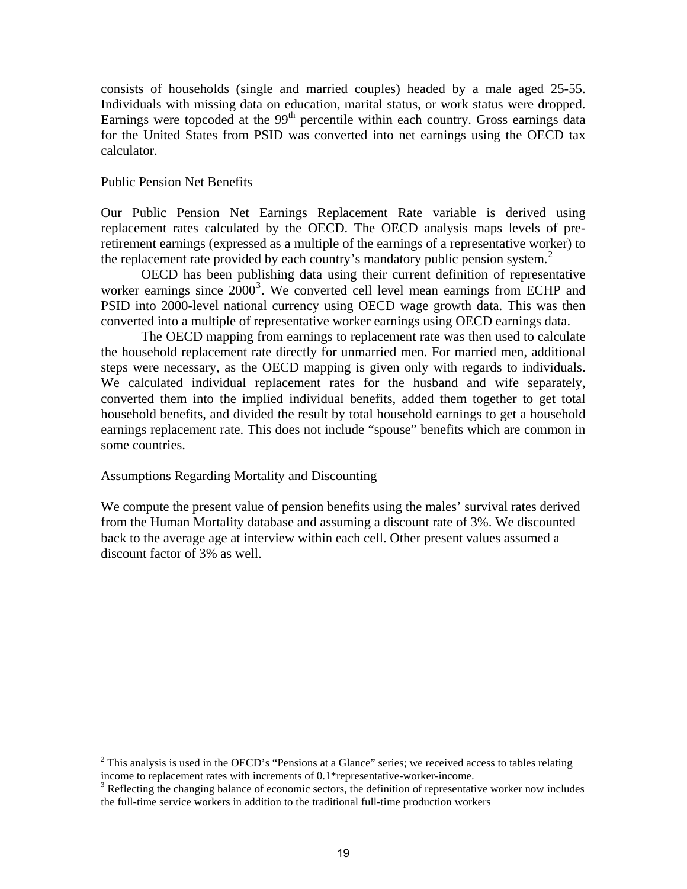consists of households (single and married couples) headed by a male aged 25-55. Individuals with missing data on education, marital status, or work status were dropped. Earnings were topcoded at the 99$^{th}$ percentile within each country. Gross earnings data for the United States from PSID was converted into net earnings using the OECD tax calculator.

Public Pension Net Benefits

Our Public Pension Net Earnings Replacement Rate variable is derived using replacement rates calculated by the OECD. The OECD analysis maps levels of pre-retirement earnings (expressed as a multiple of the earnings of a representative worker) to the replacement rate provided by each country's mandatory public pension system.[2]

OECD has been publishing data using their current definition of representative worker earnings since 2000[3]. We converted cell level mean earnings from ECHP and PSID into 2000-level national currency using OECD wage growth data. This was then converted into a multiple of representative worker earnings using OECD earnings data.

The OECD mapping from earnings to replacement rate was then used to calculate the household replacement rate directly for unmarried men. For married men, additional steps were necessary, as the OECD mapping is given only with regards to individuals. We calculated individual replacement rates for the husband and wife separately, converted them into the implied individual benefits, added them together to get total household benefits, and divided the result by total household earnings to get a household earnings replacement rate. This does not include "spouse" benefits which are common in some countries.

Assumptions Regarding Mortality and Discounting

We compute the present value of pension benefits using the males' survival rates derived from the Human Mortality database and assuming a discount rate of 3%. We discounted back to the average age at interview within each cell. Other present values assumed a discount factor of 3% as well.

---

[2] This analysis is used in the OECD's "Pensions at a Glance" series; we received access to tables relating income to replacement rates with increments of 0.1*representative-worker-income.

[3] Reflecting the changing balance of economic sectors, the definition of representative worker now includes the full-time service workers in addition to the traditional full-time production workers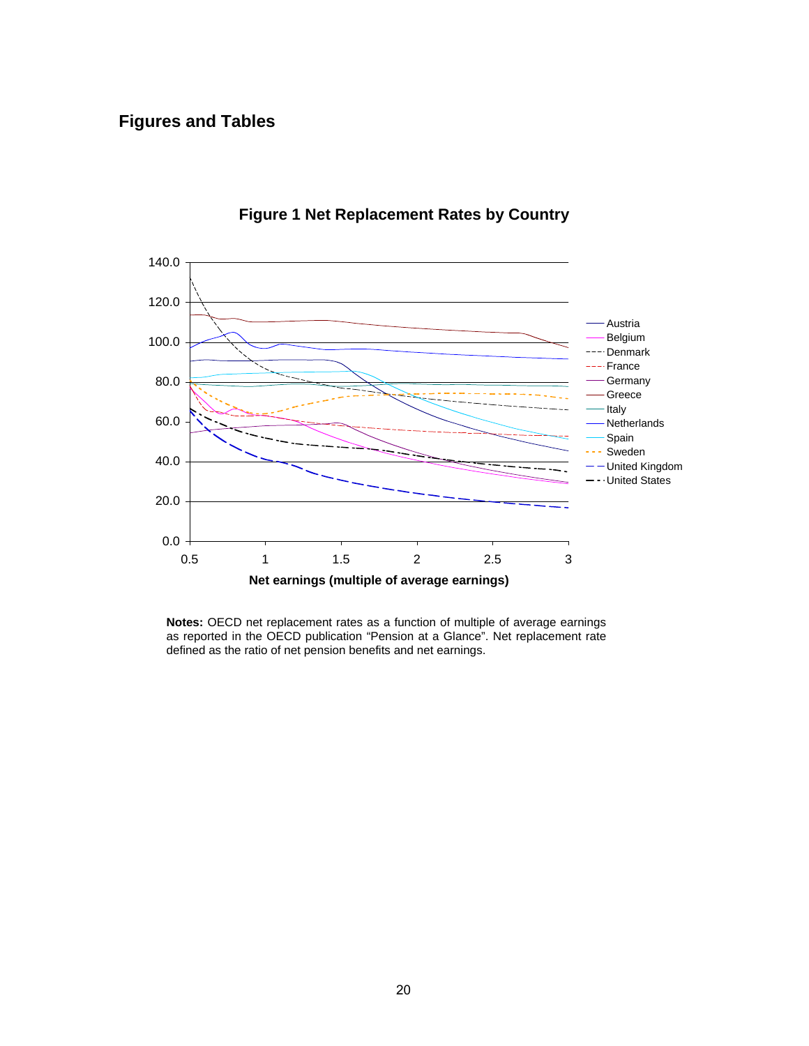## Figures and Tables

**Figure 1 Net Replacement Rates by Country**

**Notes:** OECD net replacement rates as a function of multiple of average earnings as reported in the OECD publication "Pension at a Glance". Net replacement rate defined as the ratio of net pension benefits and net earnings.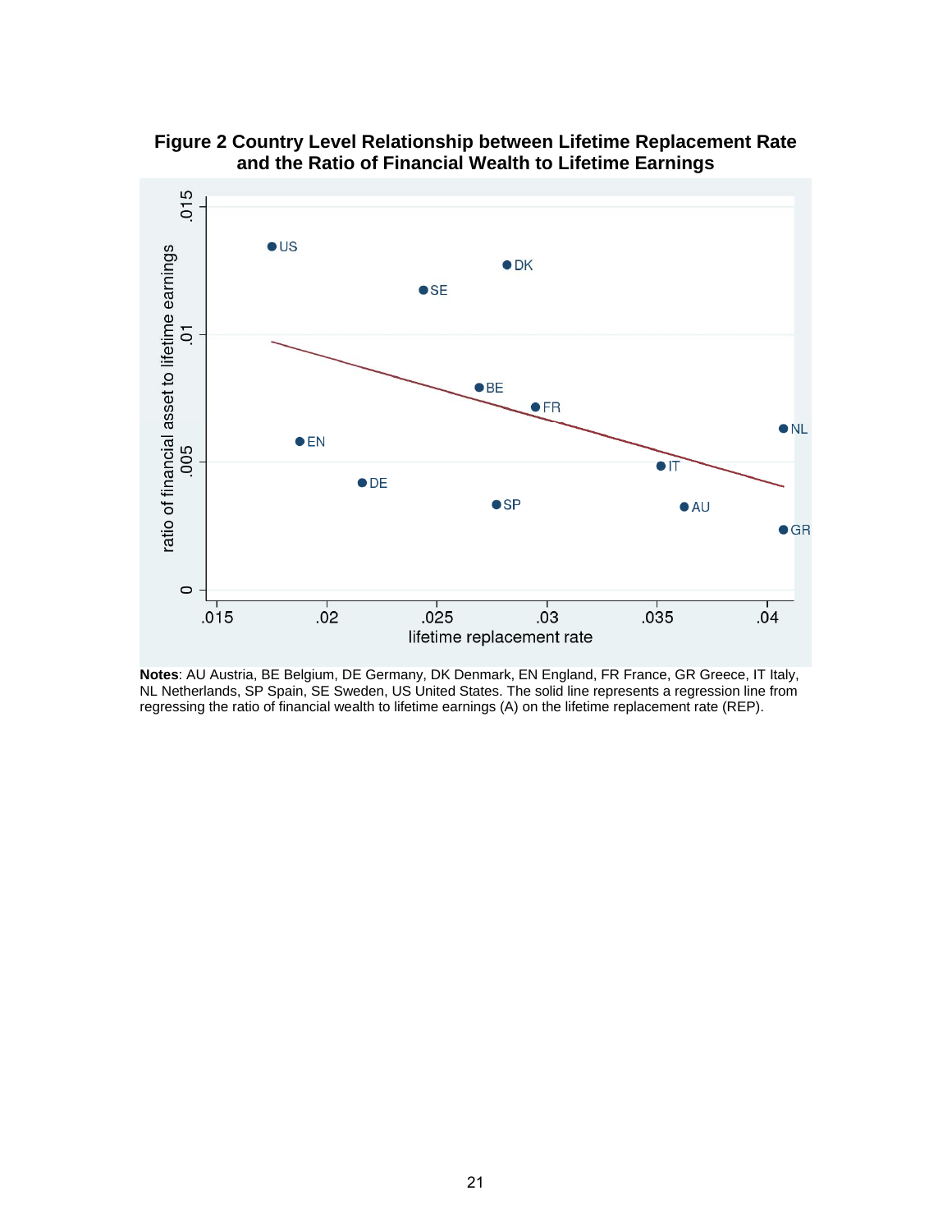**Figure 2 Country Level Relationship between Lifetime Replacement Rate and the Ratio of Financial Wealth to Lifetime Earnings**

**Notes**: AU Austria, BE Belgium, DE Germany, DK Denmark, EN England, FR France, GR Greece, IT Italy, NL Netherlands, SP Spain, SE Sweden, US United States. The solid line represents a regression line from regressing the ratio of financial wealth to lifetime earnings (A) on the lifetime replacement rate (REP).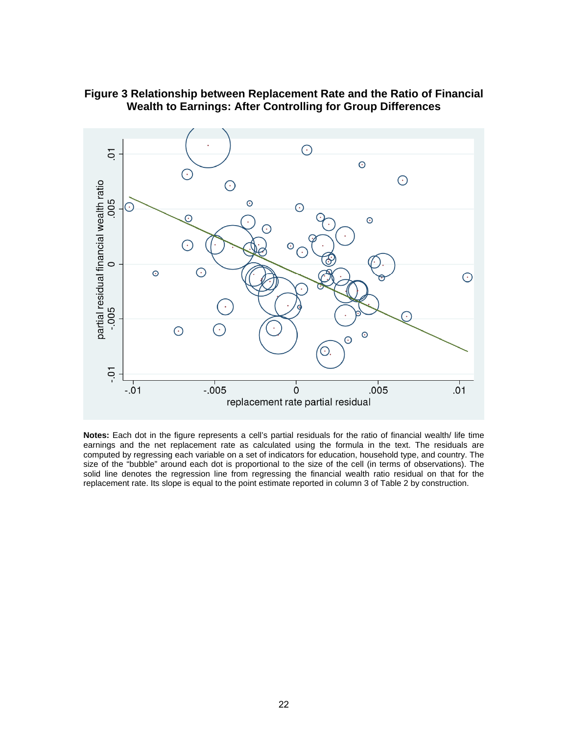**Figure 3 Relationship between Replacement Rate and the Ratio of Financial Wealth to Earnings: After Controlling for Group Differences**

**Notes:** Each dot in the figure represents a cell's partial residuals for the ratio of financial wealth/ life time earnings and the net replacement rate as calculated using the formula in the text. The residuals are computed by regressing each variable on a set of indicators for education, household type, and country. The size of the "bubble" around each dot is proportional to the size of the cell (in terms of observations). The solid line denotes the regression line from regressing the financial wealth ratio residual on that for the replacement rate. Its slope is equal to the point estimate reported in column 3 of Table 2 by construction.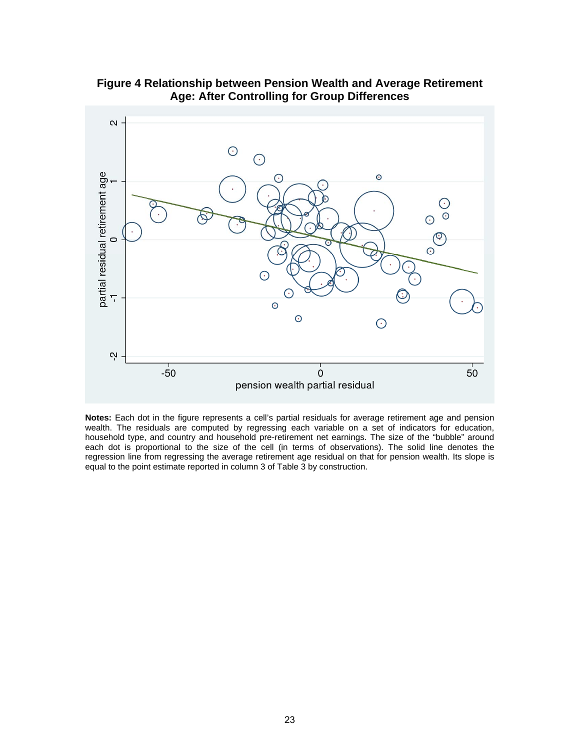**Figure 4 Relationship between Pension Wealth and Average Retirement Age: After Controlling for Group Differences**

**Notes:** Each dot in the figure represents a cell's partial residuals for average retirement age and pension wealth. The residuals are computed by regressing each variable on a set of indicators for education, household type, and country and household pre-retirement net earnings. The size of the "bubble" around each dot is proportional to the size of the cell (in terms of observations). The solid line denotes the regression line from regressing the average retirement age residual on that for pension wealth. Its slope is equal to the point estimate reported in column 3 of Table 3 by construction.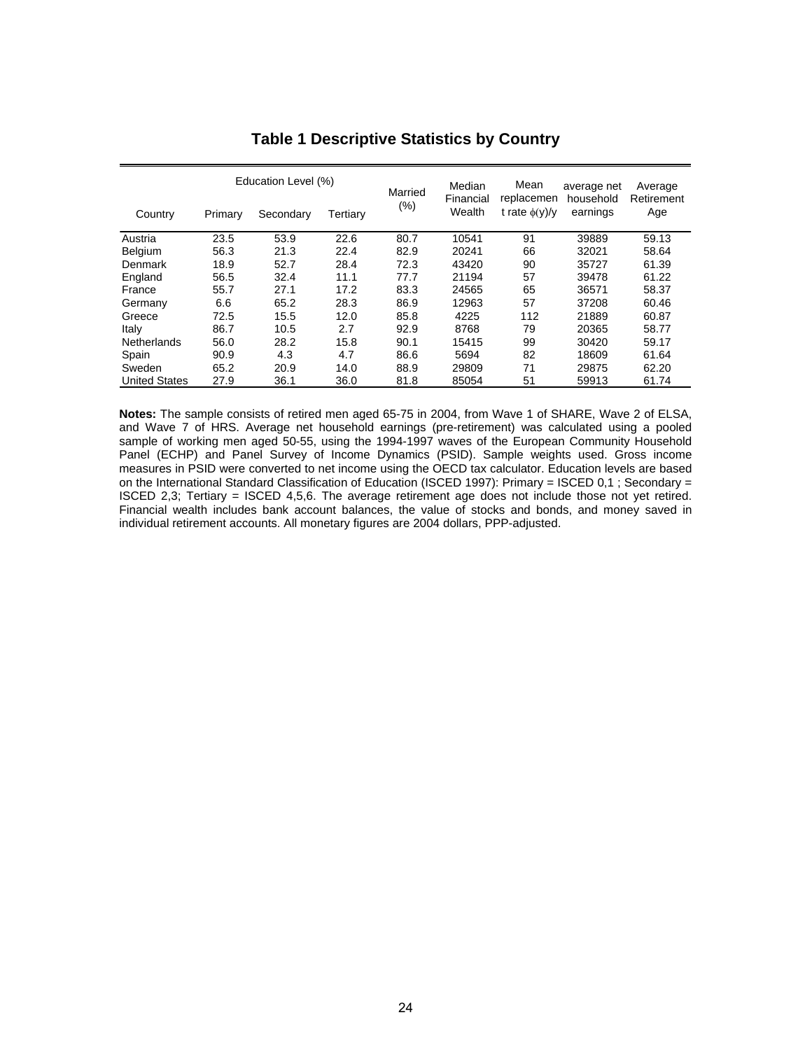# Table 1 Descriptive Statistics by Country

| Country | Education Level (%) | | | Married (%) | Median Financial Wealth | Mean replacement rate $\phi(y)/y$ | average net household earnings | Average Retirement Age |
|---|---|---|---|---|---|---|---|---|
| | Primary | Secondary | Tertiary | | | | | |
| Austria | 23.5 | 53.9 | 22.6 | 80.7 | 10541 | 91 | 39889 | 59.13 |
| Belgium | 56.3 | 21.3 | 22.4 | 82.9 | 20241 | 66 | 32021 | 58.64 |
| Denmark | 18.9 | 52.7 | 28.4 | 72.3 | 43420 | 90 | 35727 | 61.39 |
| England | 56.5 | 32.4 | 11.1 | 77.7 | 21194 | 57 | 39478 | 61.22 |
| France | 55.7 | 27.1 | 17.2 | 83.3 | 24565 | 65 | 36571 | 58.37 |
| Germany | 6.6 | 65.2 | 28.3 | 86.9 | 12963 | 57 | 37208 | 60.46 |
| Greece | 72.5 | 15.5 | 12.0 | 85.8 | 4225 | 112 | 21889 | 60.87 |
| Italy | 86.7 | 10.5 | 2.7 | 92.9 | 8768 | 79 | 20365 | 58.77 |
| Netherlands | 56.0 | 28.2 | 15.8 | 90.1 | 15415 | 99 | 30420 | 59.17 |
| Spain | 90.9 | 4.3 | 4.7 | 86.6 | 5694 | 82 | 18609 | 61.64 |
| Sweden | 65.2 | 20.9 | 14.0 | 88.9 | 29809 | 71 | 29875 | 62.20 |
| United States | 27.9 | 36.1 | 36.0 | 81.8 | 85054 | 51 | 59913 | 61.74 |

**Notes:** The sample consists of retired men aged 65-75 in 2004, from Wave 1 of SHARE, Wave 2 of ELSA, and Wave 7 of HRS. Average net household earnings (pre-retirement) was calculated using a pooled sample of working men aged 50-55, using the 1994-1997 waves of the European Community Household Panel (ECHP) and Panel Survey of Income Dynamics (PSID). Sample weights used. Gross income measures in PSID were converted to net income using the OECD tax calculator. Education levels are based on the International Standard Classification of Education (ISCED 1997): Primary = ISCED 0,1 ; Secondary = ISCED 2,3; Tertiary = ISCED 4,5,6. The average retirement age does not include those not yet retired. Financial wealth includes bank account balances, the value of stocks and bonds, and money saved in individual retirement accounts. All monetary figures are 2004 dollars, PPP-adjusted.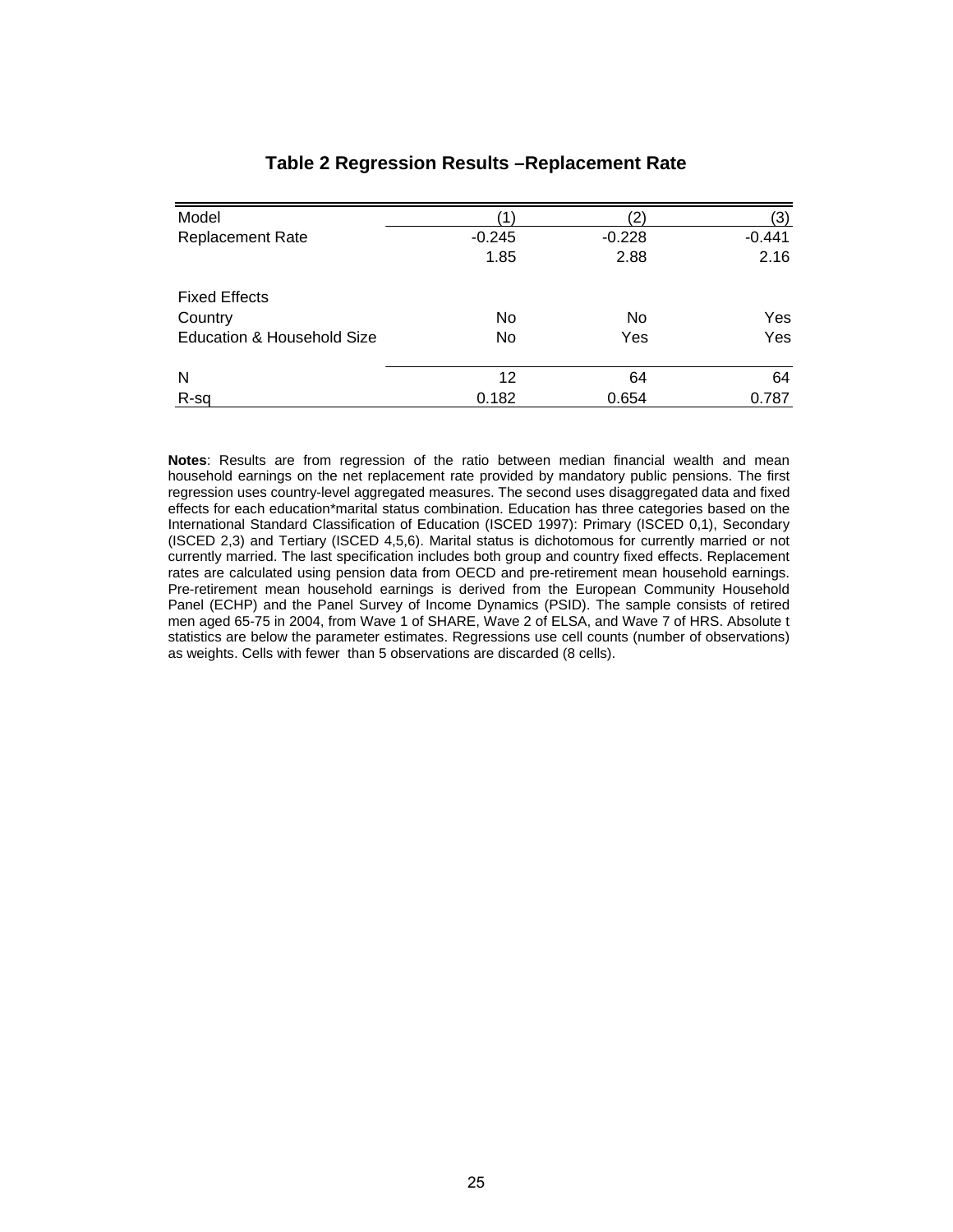# Table 2 Regression Results –Replacement Rate

| Model | (1) | (2) | (3) |
|---|---|---|---|
| Replacement Rate | -0.245 | -0.228 | -0.441 |
| | 1.85 | 2.88 | 2.16 |
| Fixed Effects | | | |
| Country | No | No | Yes |
| Education & Household Size | No | Yes | Yes |
| N | 12 | 64 | 64 |
| R-sq | 0.182 | 0.654 | 0.787 |

**Notes**: Results are from regression of the ratio between median financial wealth and mean household earnings on the net replacement rate provided by mandatory public pensions. The first regression uses country-level aggregated measures. The second uses disaggregated data and fixed effects for each education*marital status combination. Education has three categories based on the International Standard Classification of Education (ISCED 1997): Primary (ISCED 0,1), Secondary (ISCED 2,3) and Tertiary (ISCED 4,5,6). Marital status is dichotomous for currently married or not currently married. The last specification includes both group and country fixed effects. Replacement rates are calculated using pension data from OECD and pre-retirement mean household earnings. Pre-retirement mean household earnings is derived from the European Community Household Panel (ECHP) and the Panel Survey of Income Dynamics (PSID). The sample consists of retired men aged 65-75 in 2004, from Wave 1 of SHARE, Wave 2 of ELSA, and Wave 7 of HRS. Absolute t statistics are below the parameter estimates. Regressions use cell counts (number of observations) as weights. Cells with fewer than 5 observations are discarded (8 cells).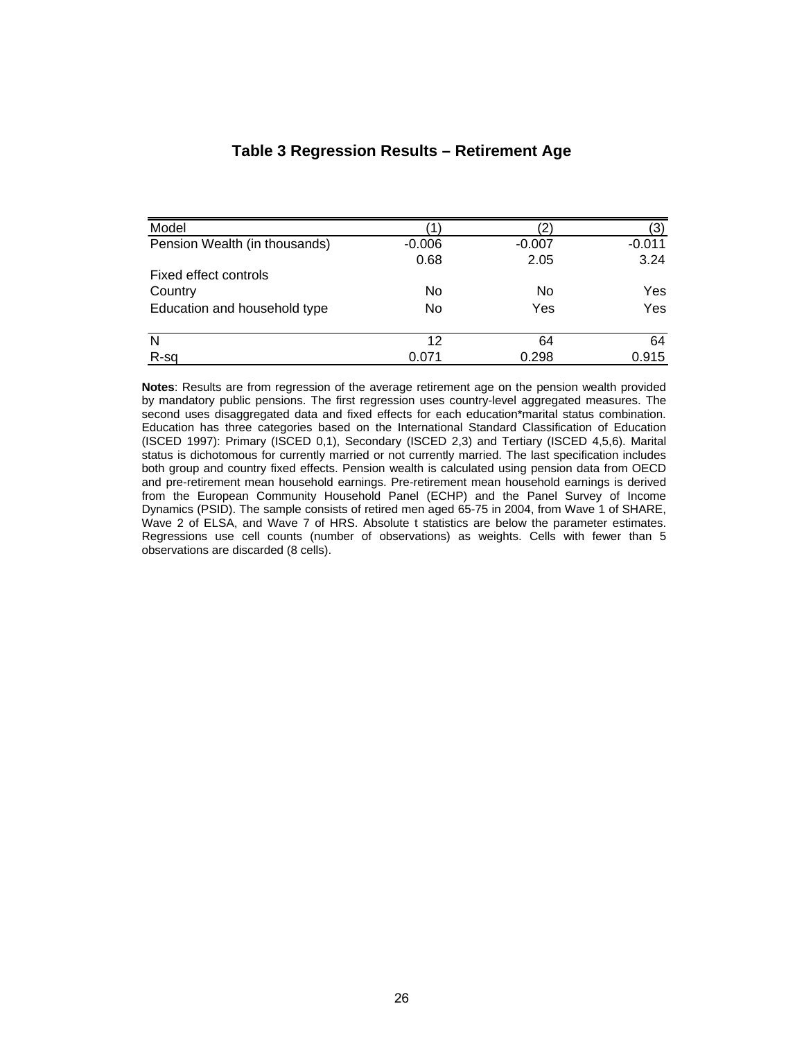# Table 3 Regression Results – Retirement Age

| Model | (1) | (2) | (3) |
|---|---|---|---|
| Pension Wealth (in thousands) | -0.006 | -0.007 | -0.011 |
| | 0.68 | 2.05 | 3.24 |
| Fixed effect controls | | | |
| Country | No | No | Yes |
| Education and household type | No | Yes | Yes |
| N | 12 | 64 | 64 |
| R-sq | 0.071 | 0.298 | 0.915 |

**Notes**: Results are from regression of the average retirement age on the pension wealth provided by mandatory public pensions. The first regression uses country-level aggregated measures. The second uses disaggregated data and fixed effects for each education*marital status combination. Education has three categories based on the International Standard Classification of Education (ISCED 1997): Primary (ISCED 0,1), Secondary (ISCED 2,3) and Tertiary (ISCED 4,5,6). Marital status is dichotomous for currently married or not currently married. The last specification includes both group and country fixed effects. Pension wealth is calculated using pension data from OECD and pre-retirement mean household earnings. Pre-retirement mean household earnings is derived from the European Community Household Panel (ECHP) and the Panel Survey of Income Dynamics (PSID). The sample consists of retired men aged 65-75 in 2004, from Wave 1 of SHARE, Wave 2 of ELSA, and Wave 7 of HRS. Absolute t statistics are below the parameter estimates. Regressions use cell counts (number of observations) as weights. Cells with fewer than 5 observations are discarded (8 cells).